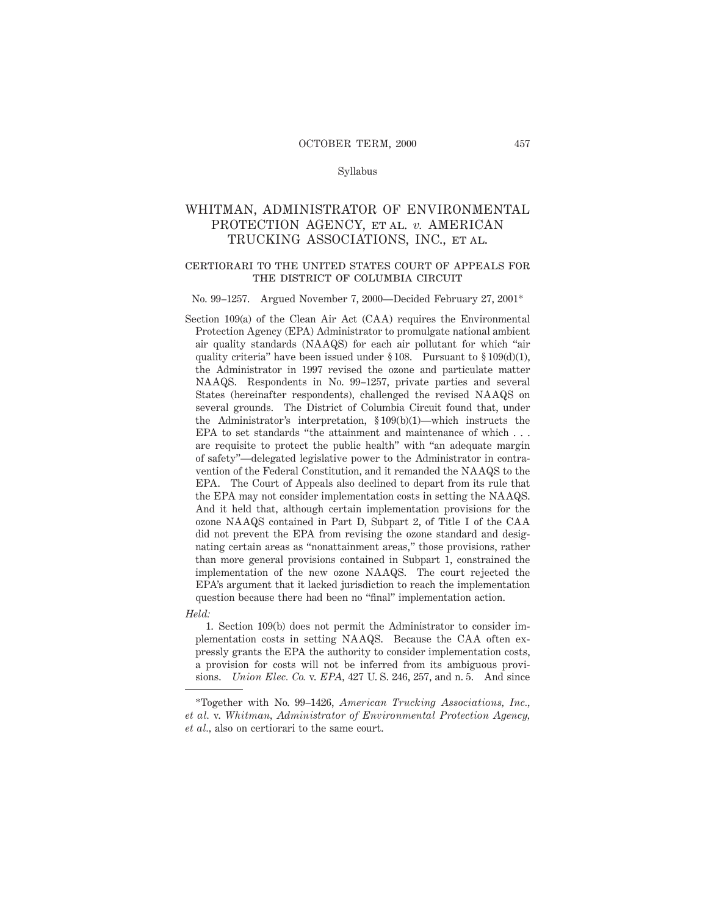Syllabus

# WHITMAN, ADMINISTRATOR OF ENVIRONMENTAL PROTECTION AGENCY, et al. *v.* AMERICAN TRUCKING ASSOCIATIONS, INC., et al.

## certiorari to the united states court of appeals for the district of columbia circuit

No. 99–1257. Argued November 7, 2000—Decided February 27, 2001*

Section 109(a) of the Clean Air Act (CAA) requires the Environmental Protection Agency (EPA) Administrator to promulgate national ambient air quality standards (NAAQS) for each air pollutant for which "air quality criteria" have been issued under § 108. Pursuant to § 109(d)(1), the Administrator in 1997 revised the ozone and particulate matter NAAQS. Respondents in No. 99–1257, private parties and several States (hereinafter respondents), challenged the revised NAAQS on several grounds. The District of Columbia Circuit found that, under the Administrator's interpretation, § 109(b)(1)—which instructs the EPA to set standards "the attainment and maintenance of which . . . are requisite to protect the public health" with "an adequate margin of safety"—delegated legislative power to the Administrator in contravention of the Federal Constitution, and it remanded the NAAQS to the EPA. The Court of Appeals also declined to depart from its rule that the EPA may not consider implementation costs in setting the NAAQS. And it held that, although certain implementation provisions for the ozone NAAQS contained in Part D, Subpart 2, of Title I of the CAA did not prevent the EPA from revising the ozone standard and designating certain areas as "nonattainment areas," those provisions, rather than more general provisions contained in Subpart 1, constrained the implementation of the new ozone NAAQS. The court rejected the EPA's argument that it lacked jurisdiction to reach the implementation question because there had been no "final" implementation action.

*Held:*

1. Section 109(b) does not permit the Administrator to consider implementation costs in setting NAAQS. Because the CAA often expressly grants the EPA the authority to consider implementation costs, a provision for costs will not be inferred from its ambiguous provisions. *Union Elec. Co.* v. *EPA*, 427 U. S. 246, 257, and n. 5. And since

---

*Together with No. 99–1426, *American Trucking Associations, Inc., et al.* v. *Whitman, Administrator of Environmental Protection Agency, et al.*, also on certiorari to the same court.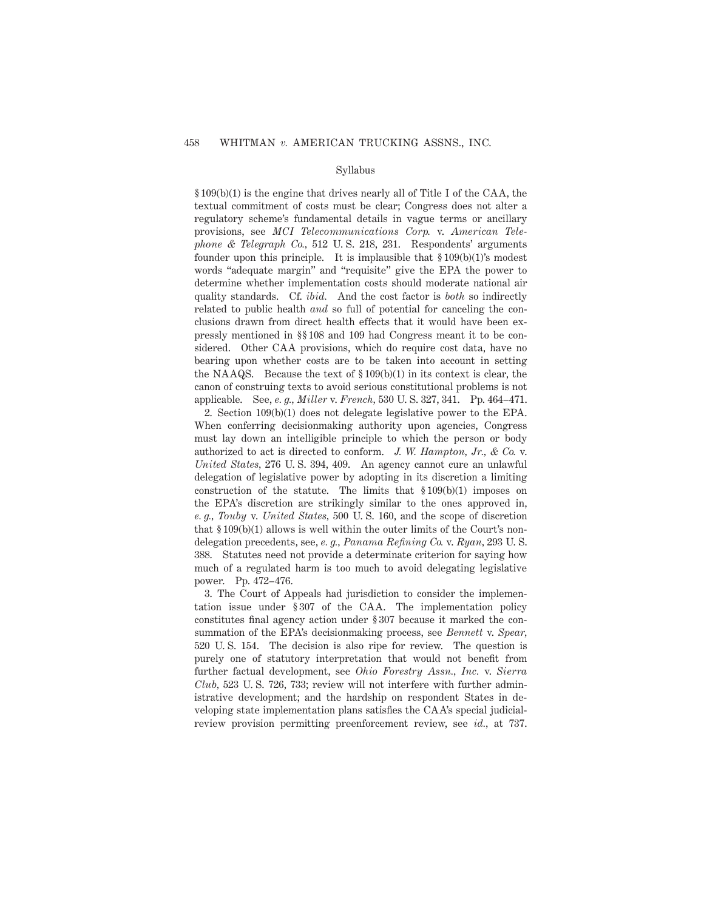§ 109(b)(1) is the engine that drives nearly all of Title I of the CAA, the textual commitment of costs must be clear; Congress does not alter a regulatory scheme's fundamental details in vague terms or ancillary provisions, see *MCI Telecommunications Corp.* v. *American Telephone & Telegraph Co.*, 512 U. S. 218, 231. Respondents' arguments founder upon this principle. It is implausible that § 109(b)(1)'s modest words "adequate margin" and "requisite" give the EPA the power to determine whether implementation costs should moderate national air quality standards. Cf. *ibid.* And the cost factor is *both* so indirectly related to public health *and* so full of potential for canceling the conclusions drawn from direct health effects that it would have been expressly mentioned in §§ 108 and 109 had Congress meant it to be considered. Other CAA provisions, which do require cost data, have no bearing upon whether costs are to be taken into account in setting the NAAQS. Because the text of § 109(b)(1) in its context is clear, the canon of construing texts to avoid serious constitutional problems is not applicable. See, *e. g., Miller* v. *French*, 530 U. S. 327, 341. Pp. 464–471.

2. Section 109(b)(1) does not delegate legislative power to the EPA. When conferring decisionmaking authority upon agencies, Congress must lay down an intelligible principle to which the person or body authorized to act is directed to conform. *J. W. Hampton, Jr., & Co.* v. *United States*, 276 U. S. 394, 409. An agency cannot cure an unlawful delegation of legislative power by adopting in its discretion a limiting construction of the statute. The limits that § 109(b)(1) imposes on the EPA's discretion are strikingly similar to the ones approved in, *e. g., Touby* v. *United States*, 500 U. S. 160, and the scope of discretion that § 109(b)(1) allows is well within the outer limits of the Court's nondelegation precedents, see, *e. g., Panama Refining Co.* v. *Ryan*, 293 U. S. 388. Statutes need not provide a determinate criterion for saying how much of a regulated harm is too much to avoid delegating legislative power. Pp. 472–476.

3. The Court of Appeals had jurisdiction to consider the implementation issue under § 307 of the CAA. The implementation policy constitutes final agency action under § 307 because it marked the consummation of the EPA's decisionmaking process, see *Bennett* v. *Spear*, 520 U. S. 154. The decision is also ripe for review. The question is purely one of statutory interpretation that would not benefit from further factual development, see *Ohio Forestry Assn., Inc.* v. *Sierra Club*, 523 U. S. 726, 733; review will not interfere with further administrative development; and the hardship on respondent States in developing state implementation plans satisfies the CAA's special judicial-review provision permitting preenforcement review, see *id.*, at 737.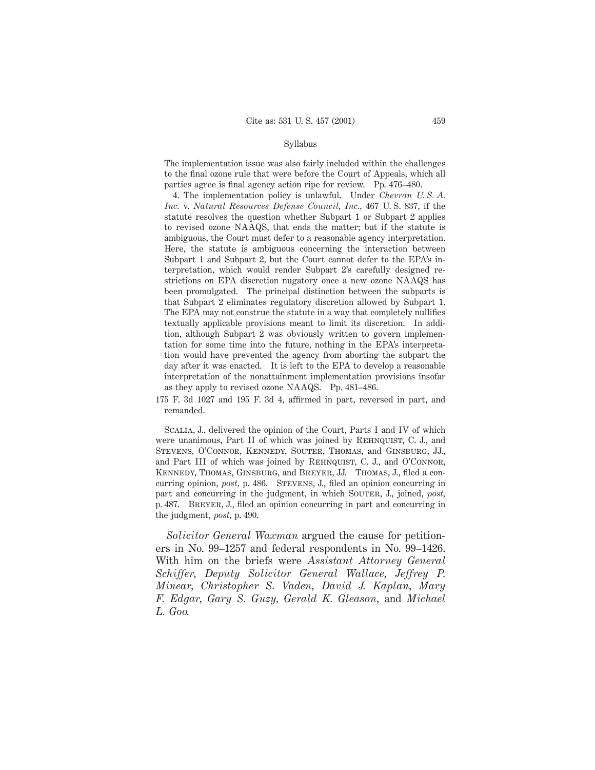The implementation issue was also fairly included within the challenges to the final ozone rule that were before the Court of Appeals, which all parties agree is final agency action ripe for review. Pp. 476–480.

4. The implementation policy is unlawful. Under *Chevron U. S. A. Inc.* v. *Natural Resources Defense Council, Inc.*, 467 U. S. 837, if the statute resolves the question whether Subpart 1 or Subpart 2 applies to revised ozone NAAQS, that ends the matter; but if the statute is ambiguous, the Court must defer to a reasonable agency interpretation. Here, the statute is ambiguous concerning the interaction between Subpart 1 and Subpart 2, but the Court cannot defer to the EPA's interpretation, which would render Subpart 2's carefully designed restrictions on EPA discretion nugatory once a new ozone NAAQS has been promulgated. The principal distinction between the subparts is that Subpart 2 eliminates regulatory discretion allowed by Subpart 1. The EPA may not construe the statute in a way that completely nullifies textually applicable provisions meant to limit its discretion. In addition, although Subpart 2 was obviously written to govern implementation for some time into the future, nothing in the EPA's interpretation would have prevented the agency from aborting the subpart the day after it was enacted. It is left to the EPA to develop a reasonable interpretation of the nonattainment implementation provisions insofar as they apply to revised ozone NAAQS. Pp. 481–486.

175 F. 3d 1027 and 195 F. 3d 4, affirmed in part, reversed in part, and remanded.

Scalia, J., delivered the opinion of the Court, Parts I and IV of which were unanimous, Part II of which was joined by Rehnquist, C. J., and Stevens, O'Connor, Kennedy, Souter, Thomas, and Ginsburg, JJ., and Part III of which was joined by Rehnquist, C. J., and O'Connor, Kennedy, Thomas, Ginsburg, and Breyer, JJ. Thomas, J., filed a concurring opinion, *post*, p. 486. Stevens, J., filed an opinion concurring in part and concurring in the judgment, in which Souter, J., joined, *post*, p. 487. Breyer, J., filed an opinion concurring in part and concurring in the judgment, *post*, p. 490.

*Solicitor General Waxman* argued the cause for petitioners in No. 99–1257 and federal respondents in No. 99–1426. With him on the briefs were *Assistant Attorney General Schiffer*, *Deputy Solicitor General Wallace*, *Jeffrey P. Minear*, *Christopher S. Vaden*, *David J. Kaplan*, *Mary F. Edgar*, *Gary S. Guzy*, *Gerald K. Gleason*, and *Michael L. Goo*.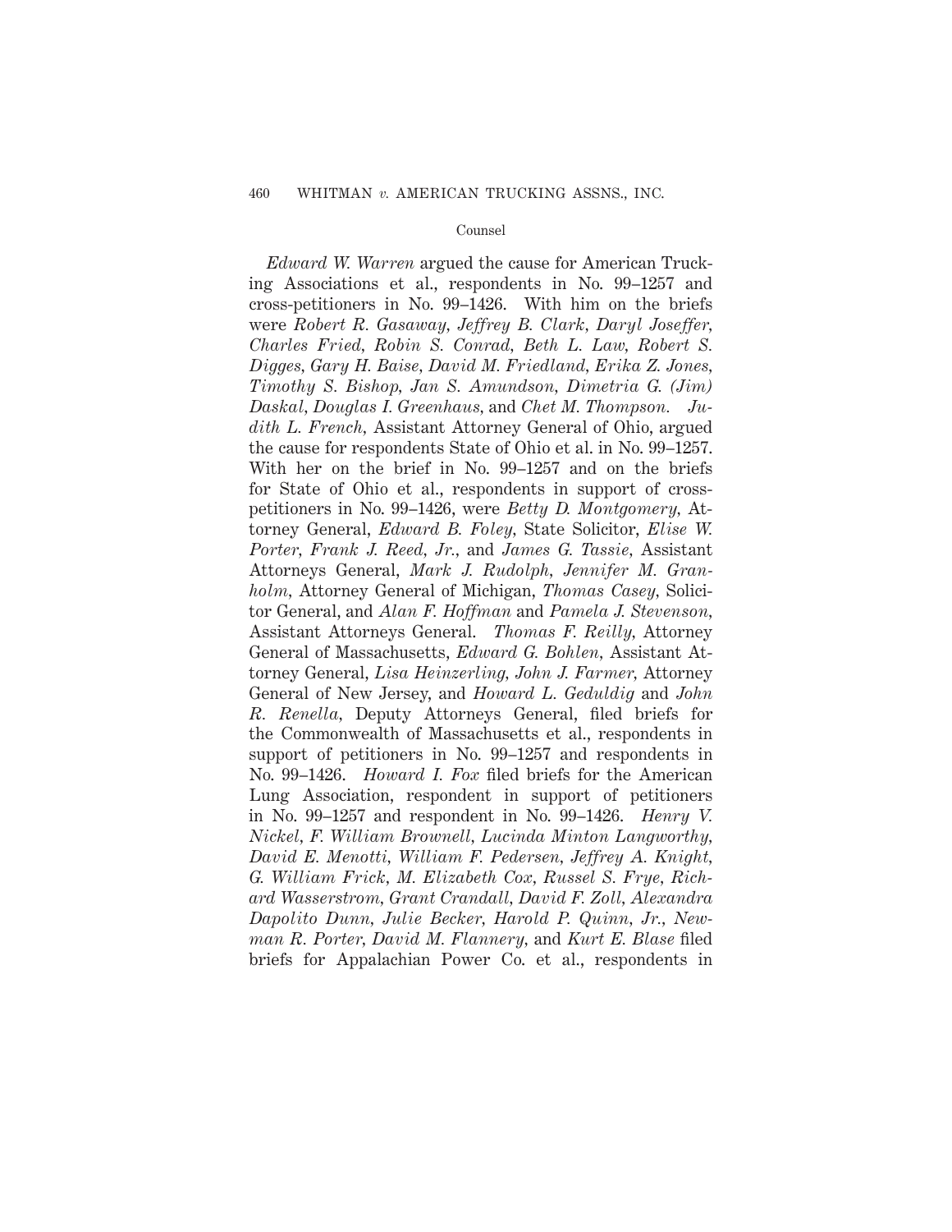Counsel

*Edward W. Warren* argued the cause for American Trucking Associations et al., respondents in No. 99–1257 and cross-petitioners in No. 99–1426. With him on the briefs were *Robert R. Gasaway, Jeffrey B. Clark, Daryl Joseffer, Charles Fried, Robin S. Conrad, Beth L. Law, Robert S. Digges, Gary H. Baise, David M. Friedland, Erika Z. Jones, Timothy S. Bishop, Jan S. Amundson, Dimetria G. (Jim) Daskal, Douglas I. Greenhaus,* and *Chet M. Thompson. Judith L. French,* Assistant Attorney General of Ohio, argued the cause for respondents State of Ohio et al. in No. 99–1257. With her on the brief in No. 99–1257 and on the briefs for State of Ohio et al., respondents in support of cross-petitioners in No. 99–1426, were *Betty D. Montgomery,* Attorney General, *Edward B. Foley,* State Solicitor, *Elise W. Porter, Frank J. Reed, Jr.,* and *James G. Tassie,* Assistant Attorneys General, *Mark J. Rudolph, Jennifer M. Granholm,* Attorney General of Michigan, *Thomas Casey,* Solicitor General, and *Alan F. Hoffman* and *Pamela J. Stevenson,* Assistant Attorneys General. *Thomas F. Reilly,* Attorney General of Massachusetts, *Edward G. Bohlen,* Assistant Attorney General, *Lisa Heinzerling, John J. Farmer,* Attorney General of New Jersey, and *Howard L. Geduldig* and *John R. Renella,* Deputy Attorneys General, filed briefs for the Commonwealth of Massachusetts et al., respondents in support of petitioners in No. 99–1257 and respondents in No. 99–1426. *Howard I. Fox* filed briefs for the American Lung Association, respondent in support of petitioners in No. 99–1257 and respondent in No. 99–1426. *Henry V. Nickel, F. William Brownell, Lucinda Minton Langworthy, David E. Menotti, William F. Pedersen, Jeffrey A. Knight, G. William Frick, M. Elizabeth Cox, Russel S. Frye, Richard Wasserstrom, Grant Crandall, David F. Zoll, Alexandra Dapolito Dunn, Julie Becker, Harold P. Quinn, Jr., Newman R. Porter, David M. Flannery,* and *Kurt E. Blase* filed briefs for Appalachian Power Co. et al., respondents in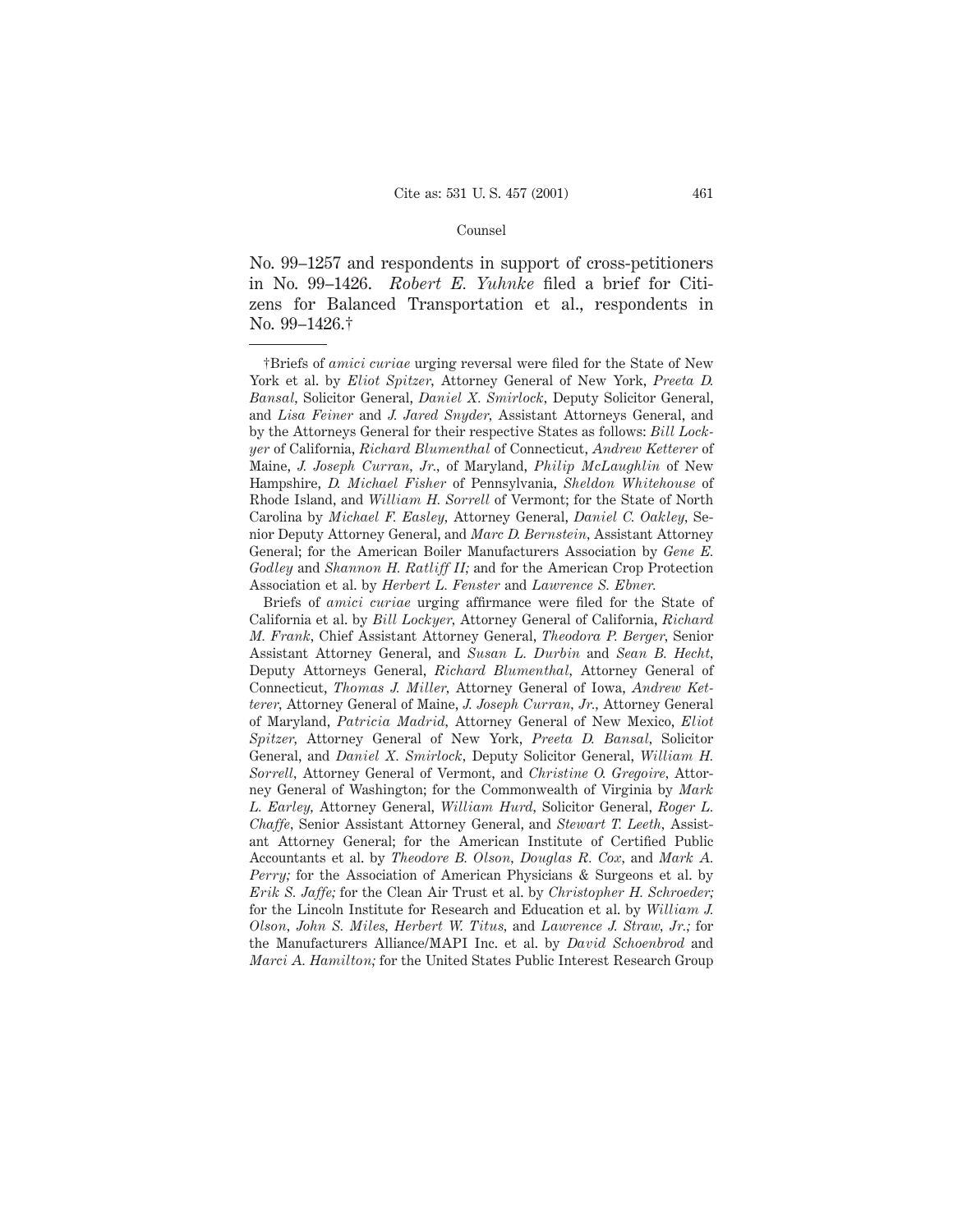No. 99–1257 and respondents in support of cross-petitioners in No. 99–1426. *Robert E. Yuhnke* filed a brief for Citizens for Balanced Transportation et al., respondents in No. 99–1426.†

---

†Briefs of *amici curiae* urging reversal were filed for the State of New York et al. by *Eliot Spitzer,* Attorney General of New York, *Preeta D. Bansal,* Solicitor General, *Daniel X. Smirlock,* Deputy Solicitor General, and *Lisa Feiner* and *J. Jared Snyder,* Assistant Attorneys General, and by the Attorneys General for their respective States as follows: *Bill Lockyer* of California, *Richard Blumenthal* of Connecticut, *Andrew Ketterer* of Maine, *J. Joseph Curran, Jr.,* of Maryland, *Philip McLaughlin* of New Hampshire, *D. Michael Fisher* of Pennsylvania, *Sheldon Whitehouse* of Rhode Island, and *William H. Sorrell* of Vermont; for the State of North Carolina by *Michael F. Easley,* Attorney General, *Daniel C. Oakley,* Senior Deputy Attorney General, and *Marc D. Bernstein,* Assistant Attorney General; for the American Boiler Manufacturers Association by *Gene E. Godley* and *Shannon H. Ratliff II;* and for the American Crop Protection Association et al. by *Herbert L. Fenster* and *Lawrence S. Ebner.*

Briefs of *amici curiae* urging affirmance were filed for the State of California et al. by *Bill Lockyer,* Attorney General of California, *Richard M. Frank,* Chief Assistant Attorney General, *Theodora P. Berger,* Senior Assistant Attorney General, and *Susan L. Durbin* and *Sean B. Hecht,* Deputy Attorneys General, *Richard Blumenthal,* Attorney General of Connecticut, *Thomas J. Miller,* Attorney General of Iowa, *Andrew Ketterer,* Attorney General of Maine, *J. Joseph Curran, Jr.,* Attorney General of Maryland, *Patricia Madrid,* Attorney General of New Mexico, *Eliot Spitzer,* Attorney General of New York, *Preeta D. Bansal,* Solicitor General, and *Daniel X. Smirlock,* Deputy Solicitor General, *William H. Sorrell,* Attorney General of Vermont, and *Christine O. Gregoire,* Attorney General of Washington; for the Commonwealth of Virginia by *Mark L. Earley,* Attorney General, *William Hurd,* Solicitor General, *Roger L. Chaffe,* Senior Assistant Attorney General, and *Stewart T. Leeth,* Assistant Attorney General; for the American Institute of Certified Public Accountants et al. by *Theodore B. Olson, Douglas R. Cox,* and *Mark A. Perry;* for the Association of American Physicians & Surgeons et al. by *Erik S. Jaffe;* for the Clean Air Trust et al. by *Christopher H. Schroeder;* for the Lincoln Institute for Research and Education et al. by *William J. Olson, John S. Miles, Herbert W. Titus,* and *Lawrence J. Straw, Jr.;* for the Manufacturers Alliance/MAPI Inc. et al. by *David Schoenbrod* and *Marci A. Hamilton;* for the United States Public Interest Research Group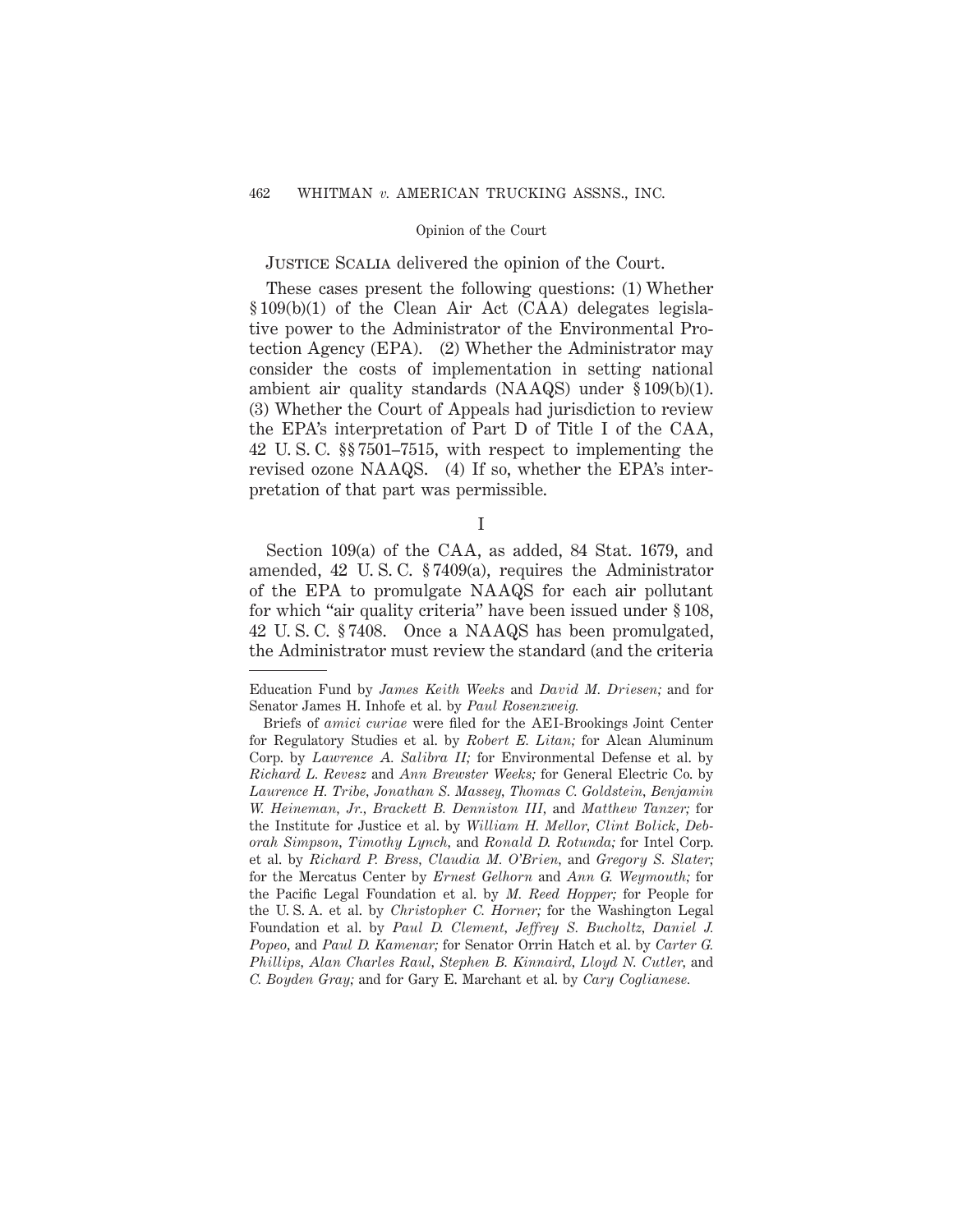Justice Scalia delivered the opinion of the Court.

These cases present the following questions: (1) Whether § 109(b)(1) of the Clean Air Act (CAA) delegates legislative power to the Administrator of the Environmental Protection Agency (EPA). (2) Whether the Administrator may consider the costs of implementation in setting national ambient air quality standards (NAAQS) under § 109(b)(1). (3) Whether the Court of Appeals had jurisdiction to review the EPA's interpretation of Part D of Title I of the CAA, 42 U. S. C. §§ 7501–7515, with respect to implementing the revised ozone NAAQS. (4) If so, whether the EPA's interpretation of that part was permissible.

I

Section 109(a) of the CAA, as added, 84 Stat. 1679, and amended, 42 U. S. C. § 7409(a), requires the Administrator of the EPA to promulgate NAAQS for each air pollutant for which "air quality criteria" have been issued under § 108, 42 U. S. C. § 7408. Once a NAAQS has been promulgated, the Administrator must review the standard (and the criteria

---

Education Fund by *James Keith Weeks* and *David M. Driesen;* and for Senator James H. Inhofe et al. by *Paul Rosenzweig.*

Briefs of *amici curiae* were filed for the AEI-Brookings Joint Center for Regulatory Studies et al. by *Robert E. Litan;* for Alcan Aluminum Corp. by *Lawrence A. Salibra II;* for Environmental Defense et al. by *Richard L. Revesz* and *Ann Brewster Weeks;* for General Electric Co. by *Laurence H. Tribe, Jonathan S. Massey, Thomas C. Goldstein, Benjamin W. Heineman, Jr., Brackett B. Denniston III,* and *Matthew Tanzer;* for the Institute for Justice et al. by *William H. Mellor, Clint Bolick, Deborah Simpson, Timothy Lynch,* and *Ronald D. Rotunda;* for Intel Corp. et al. by *Richard P. Bress, Claudia M. O'Brien,* and *Gregory S. Slater;* for the Mercatus Center by *Ernest Gelhorn* and *Ann G. Weymouth;* for the Pacific Legal Foundation et al. by *M. Reed Hopper;* for People for the U. S. A. et al. by *Christopher C. Horner;* for the Washington Legal Foundation et al. by *Paul D. Clement, Jeffrey S. Bucholtz, Daniel J. Popeo,* and *Paul D. Kamenar;* for Senator Orrin Hatch et al. by *Carter G. Phillips, Alan Charles Raul, Stephen B. Kinnaird, Lloyd N. Cutler,* and *C. Boyden Gray;* and for Gary E. Marchant et al. by *Cary Coglianese.*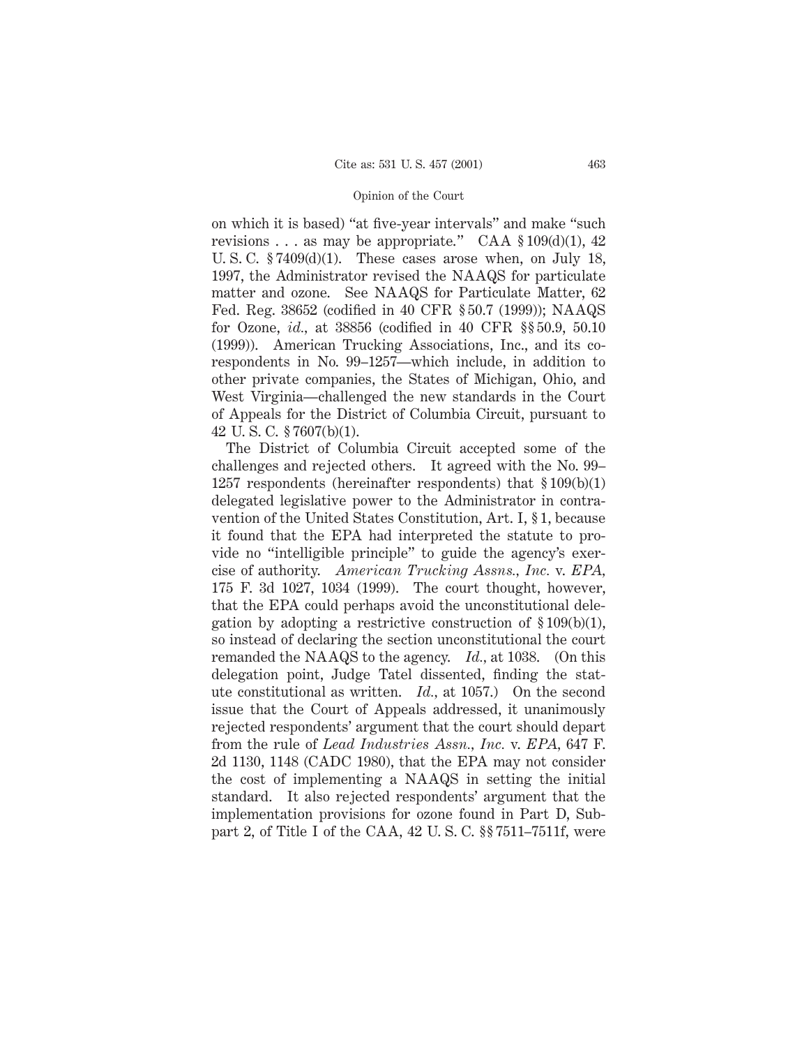on which it is based) "at five-year intervals" and make "such revisions . . . as may be appropriate." CAA § 109(d)(1), 42 U. S. C. § 7409(d)(1). These cases arose when, on July 18, 1997, the Administrator revised the NAAQS for particulate matter and ozone. See NAAQS for Particulate Matter, 62 Fed. Reg. 38652 (codified in 40 CFR § 50.7 (1999)); NAAQS for Ozone, *id.*, at 38856 (codified in 40 CFR §§ 50.9, 50.10 (1999)). American Trucking Associations, Inc., and its co-respondents in No. 99–1257—which include, in addition to other private companies, the States of Michigan, Ohio, and West Virginia—challenged the new standards in the Court of Appeals for the District of Columbia Circuit, pursuant to 42 U. S. C. § 7607(b)(1).

The District of Columbia Circuit accepted some of the challenges and rejected others. It agreed with the No. 99–1257 respondents (hereinafter respondents) that § 109(b)(1) delegated legislative power to the Administrator in contravention of the United States Constitution, Art. I, § 1, because it found that the EPA had interpreted the statute to provide no "intelligible principle" to guide the agency's exercise of authority. *American Trucking Assns., Inc.* v. *EPA*, 175 F. 3d 1027, 1034 (1999). The court thought, however, that the EPA could perhaps avoid the unconstitutional delegation by adopting a restrictive construction of § 109(b)(1), so instead of declaring the section unconstitutional the court remanded the NAAQS to the agency. *Id.*, at 1038. (On this delegation point, Judge Tatel dissented, finding the statute constitutional as written. *Id.*, at 1057.) On the second issue that the Court of Appeals addressed, it unanimously rejected respondents' argument that the court should depart from the rule of *Lead Industries Assn., Inc.* v. *EPA*, 647 F. 2d 1130, 1148 (CADC 1980), that the EPA may not consider the cost of implementing a NAAQS in setting the initial standard. It also rejected respondents' argument that the implementation provisions for ozone found in Part D, Subpart 2, of Title I of the CAA, 42 U. S. C. §§ 7511–7511f, were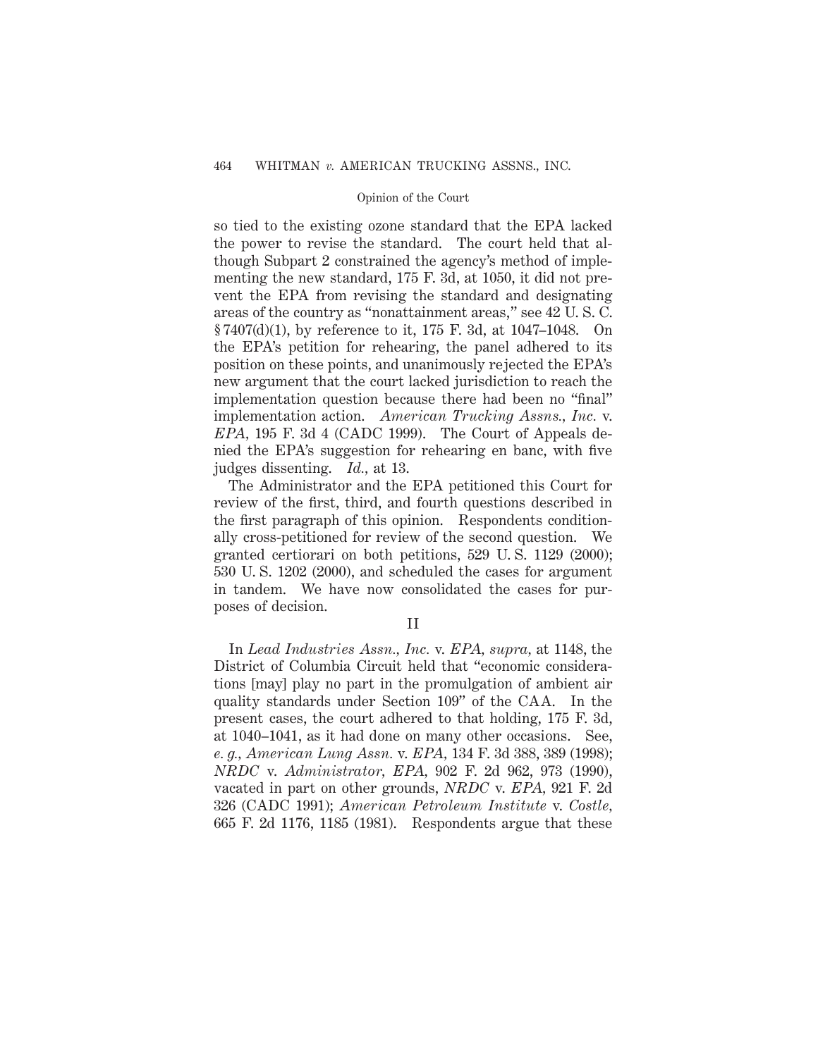so tied to the existing ozone standard that the EPA lacked the power to revise the standard. The court held that although Subpart 2 constrained the agency's method of implementing the new standard, 175 F. 3d, at 1050, it did not prevent the EPA from revising the standard and designating areas of the country as "nonattainment areas," see 42 U. S. C. § 7407(d)(1), by reference to it, 175 F. 3d, at 1047–1048. On the EPA's petition for rehearing, the panel adhered to its position on these points, and unanimously rejected the EPA's new argument that the court lacked jurisdiction to reach the implementation question because there had been no "final" implementation action. *American Trucking Assns., Inc.* v. *EPA*, 195 F. 3d 4 (CADC 1999). The Court of Appeals denied the EPA's suggestion for rehearing en banc, with five judges dissenting. *Id.*, at 13.

The Administrator and the EPA petitioned this Court for review of the first, third, and fourth questions described in the first paragraph of this opinion. Respondents conditionally cross-petitioned for review of the second question. We granted certiorari on both petitions, 529 U. S. 1129 (2000); 530 U. S. 1202 (2000), and scheduled the cases for argument in tandem. We have now consolidated the cases for purposes of decision.

## II

In *Lead Industries Assn., Inc.* v. *EPA*, *supra*, at 1148, the District of Columbia Circuit held that "economic considerations [may] play no part in the promulgation of ambient air quality standards under Section 109" of the CAA. In the present cases, the court adhered to that holding, 175 F. 3d, at 1040–1041, as it had done on many other occasions. See, *e. g.*, *American Lung Assn.* v. *EPA*, 134 F. 3d 388, 389 (1998); *NRDC* v. *Administrator, EPA*, 902 F. 2d 962, 973 (1990), vacated in part on other grounds, *NRDC* v. *EPA*, 921 F. 2d 326 (CADC 1991); *American Petroleum Institute* v. *Costle*, 665 F. 2d 1176, 1185 (1981). Respondents argue that these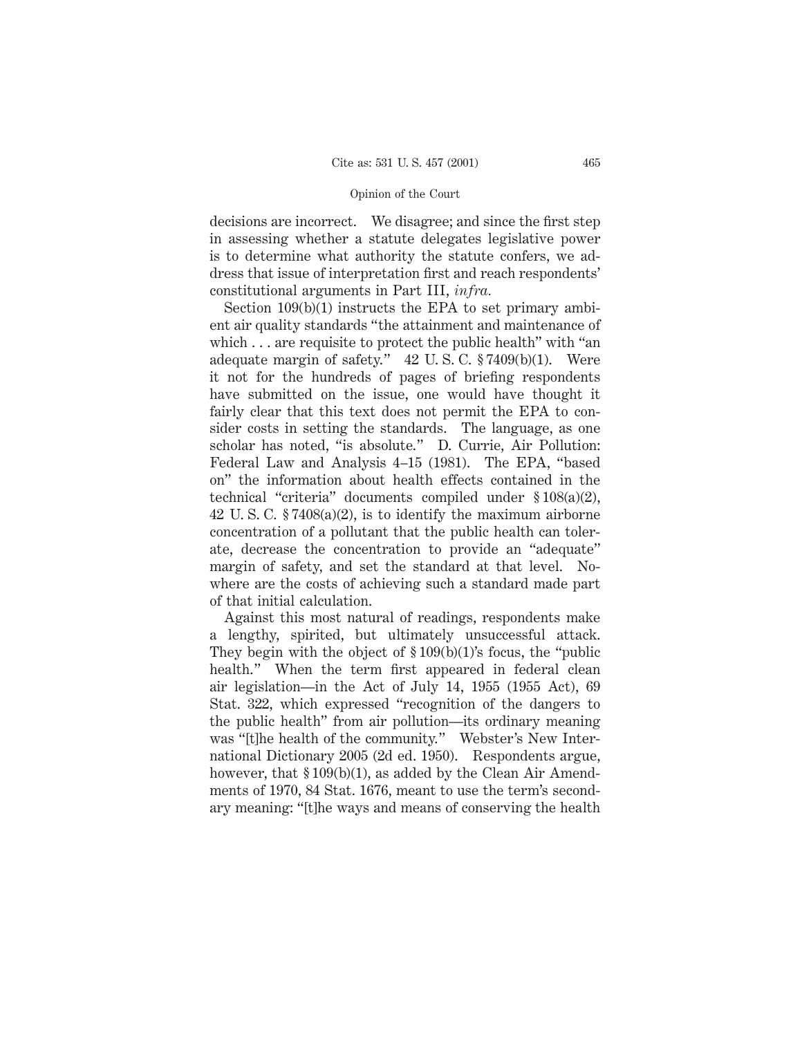decisions are incorrect. We disagree; and since the first step in assessing whether a statute delegates legislative power is to determine what authority the statute confers, we address that issue of interpretation first and reach respondents' constitutional arguments in Part III, *infra.*

Section 109(b)(1) instructs the EPA to set primary ambient air quality standards "the attainment and maintenance of which . . . are requisite to protect the public health" with "an adequate margin of safety." 42 U. S. C. § 7409(b)(1). Were it not for the hundreds of pages of briefing respondents have submitted on the issue, one would have thought it fairly clear that this text does not permit the EPA to consider costs in setting the standards. The language, as one scholar has noted, "is absolute." D. Currie, Air Pollution: Federal Law and Analysis 4–15 (1981). The EPA, "based on" the information about health effects contained in the technical "criteria" documents compiled under § 108(a)(2), 42 U. S. C. § 7408(a)(2), is to identify the maximum airborne concentration of a pollutant that the public health can tolerate, decrease the concentration to provide an "adequate" margin of safety, and set the standard at that level. Nowhere are the costs of achieving such a standard made part of that initial calculation.

Against this most natural of readings, respondents make a lengthy, spirited, but ultimately unsuccessful attack. They begin with the object of § 109(b)(1)'s focus, the "public health." When the term first appeared in federal clean air legislation—in the Act of July 14, 1955 (1955 Act), 69 Stat. 322, which expressed "recognition of the dangers to the public health" from air pollution—its ordinary meaning was "[t]he health of the community." Webster's New International Dictionary 2005 (2d ed. 1950). Respondents argue, however, that § 109(b)(1), as added by the Clean Air Amendments of 1970, 84 Stat. 1676, meant to use the term's secondary meaning: "[t]he ways and means of conserving the health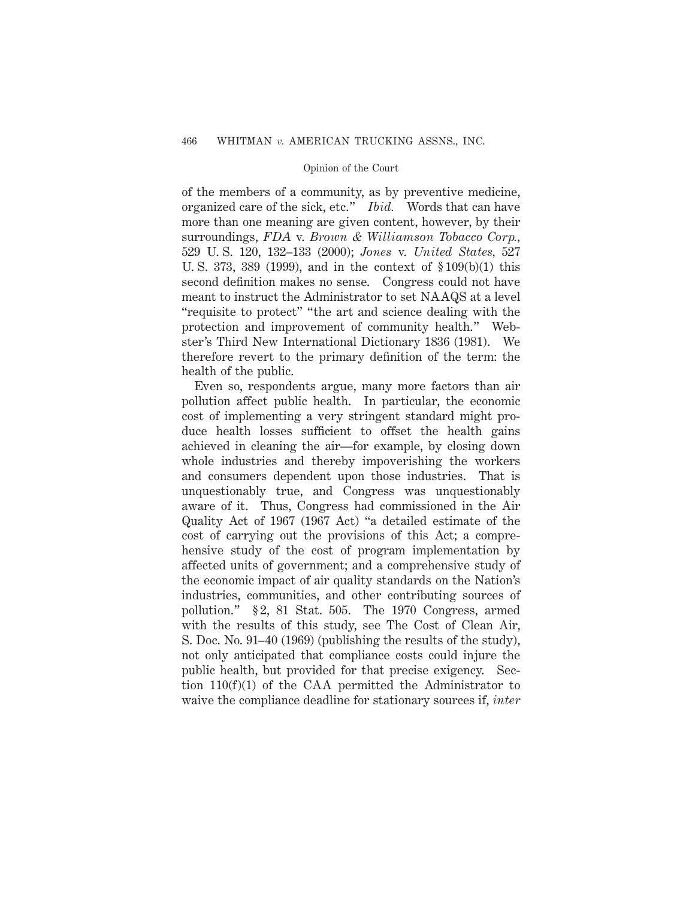of the members of a community, as by preventive medicine, organized care of the sick, etc." *Ibid.* Words that can have more than one meaning are given content, however, by their surroundings, *FDA* v. *Brown & Williamson Tobacco Corp.*, 529 U. S. 120, 132–133 (2000); *Jones* v. *United States*, 527 U. S. 373, 389 (1999), and in the context of § 109(b)(1) this second definition makes no sense. Congress could not have meant to instruct the Administrator to set NAAQS at a level "requisite to protect" "the art and science dealing with the protection and improvement of community health." Webster's Third New International Dictionary 1836 (1981). We therefore revert to the primary definition of the term: the health of the public.

Even so, respondents argue, many more factors than air pollution affect public health. In particular, the economic cost of implementing a very stringent standard might produce health losses sufficient to offset the health gains achieved in cleaning the air—for example, by closing down whole industries and thereby impoverishing the workers and consumers dependent upon those industries. That is unquestionably true, and Congress was unquestionably aware of it. Thus, Congress had commissioned in the Air Quality Act of 1967 (1967 Act) "a detailed estimate of the cost of carrying out the provisions of this Act; a comprehensive study of the cost of program implementation by affected units of government; and a comprehensive study of the economic impact of air quality standards on the Nation's industries, communities, and other contributing sources of pollution." § 2, 81 Stat. 505. The 1970 Congress, armed with the results of this study, see The Cost of Clean Air, S. Doc. No. 91–40 (1969) (publishing the results of the study), not only anticipated that compliance costs could injure the public health, but provided for that precise exigency. Section 110(f)(1) of the CAA permitted the Administrator to waive the compliance deadline for stationary sources if, *inter*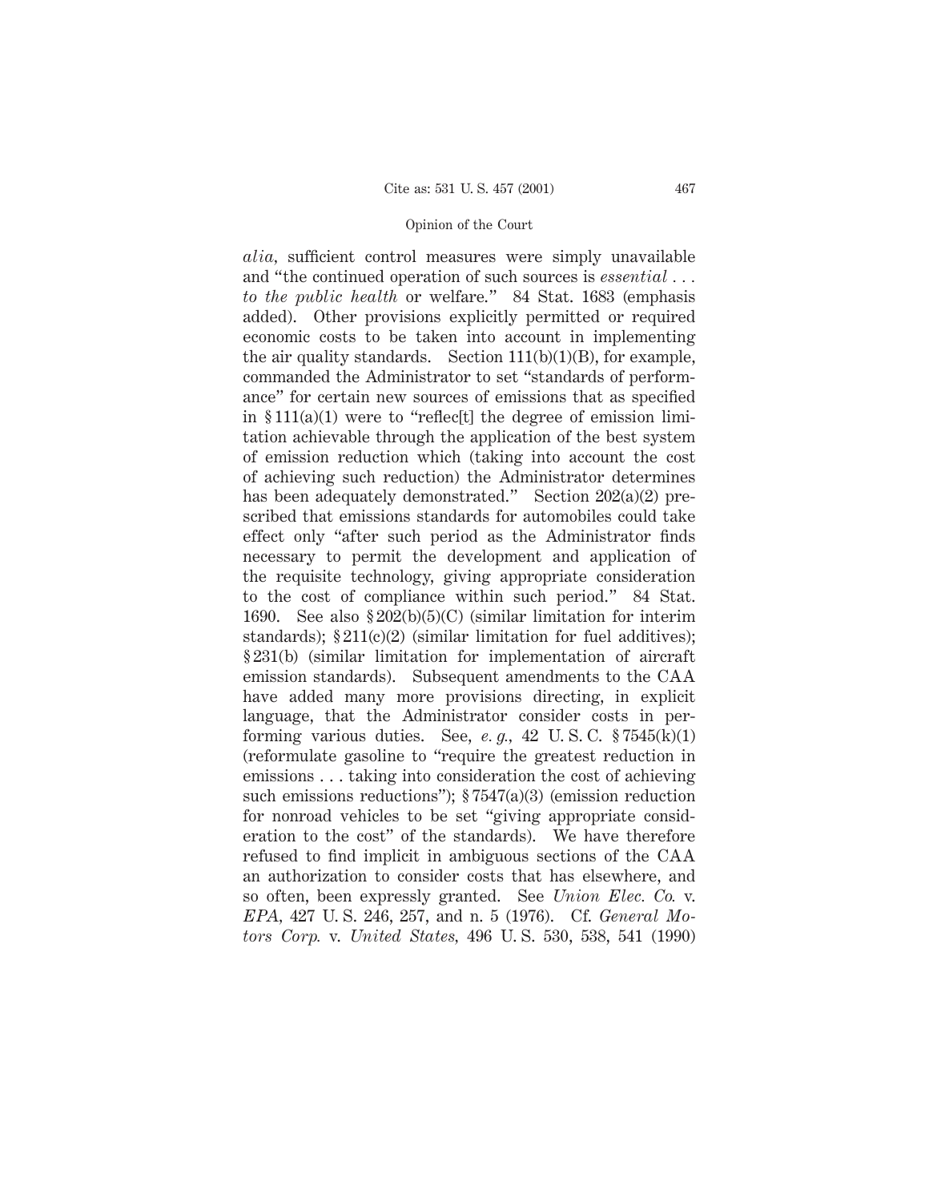*alia*, sufficient control measures were simply unavailable and "the continued operation of such sources is *essential . . . to the public health* or welfare." 84 Stat. 1683 (emphasis added). Other provisions explicitly permitted or required economic costs to be taken into account in implementing the air quality standards. Section 111(b)(1)(B), for example, commanded the Administrator to set "standards of performance" for certain new sources of emissions that as specified in § 111(a)(1) were to "reflec[t] the degree of emission limitation achievable through the application of the best system of emission reduction which (taking into account the cost of achieving such reduction) the Administrator determines has been adequately demonstrated." Section 202(a)(2) prescribed that emissions standards for automobiles could take effect only "after such period as the Administrator finds necessary to permit the development and application of the requisite technology, giving appropriate consideration to the cost of compliance within such period." 84 Stat. 1690. See also § 202(b)(5)(C) (similar limitation for interim standards); § 211(c)(2) (similar limitation for fuel additives); § 231(b) (similar limitation for implementation of aircraft emission standards). Subsequent amendments to the CAA have added many more provisions directing, in explicit language, that the Administrator consider costs in performing various duties. See, *e. g.*, 42 U. S. C. § 7545(k)(1) (reformulate gasoline to "require the greatest reduction in emissions . . . taking into consideration the cost of achieving such emissions reductions"); § 7547(a)(3) (emission reduction for nonroad vehicles to be set "giving appropriate consideration to the cost" of the standards). We have therefore refused to find implicit in ambiguous sections of the CAA an authorization to consider costs that has elsewhere, and so often, been expressly granted. See *Union Elec. Co.* v. *EPA*, 427 U. S. 246, 257, and n. 5 (1976). Cf. *General Motors Corp.* v. *United States*, 496 U. S. 530, 538, 541 (1990)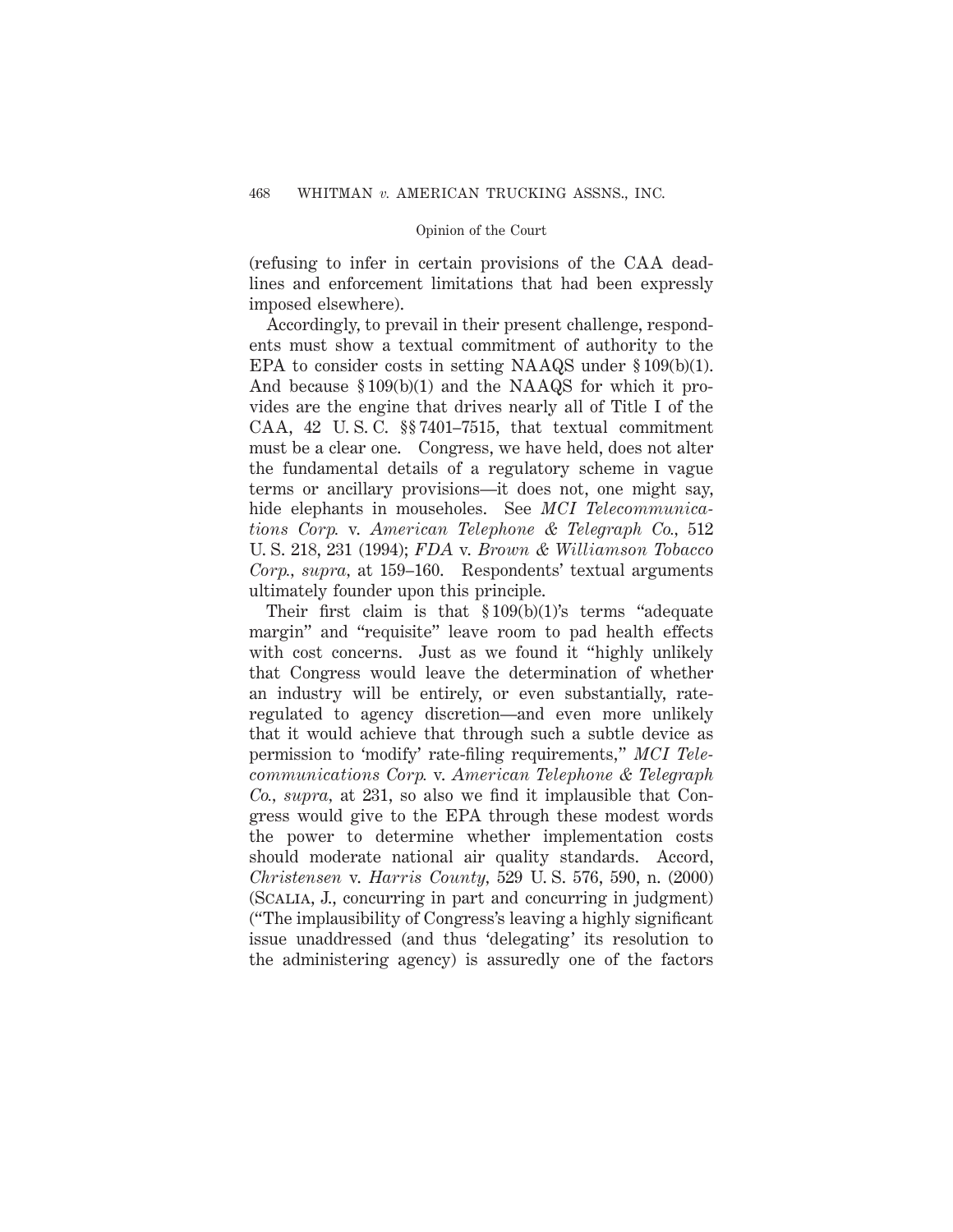(refusing to infer in certain provisions of the CAA deadlines and enforcement limitations that had been expressly imposed elsewhere).

Accordingly, to prevail in their present challenge, respondents must show a textual commitment of authority to the EPA to consider costs in setting NAAQS under § 109(b)(1). And because § 109(b)(1) and the NAAQS for which it provides are the engine that drives nearly all of Title I of the CAA, 42 U. S. C. §§ 7401–7515, that textual commitment must be a clear one. Congress, we have held, does not alter the fundamental details of a regulatory scheme in vague terms or ancillary provisions—it does not, one might say, hide elephants in mouseholes. See *MCI Telecommunications Corp.* v. *American Telephone & Telegraph Co.,* 512 U. S. 218, 231 (1994); *FDA* v. *Brown & Williamson Tobacco Corp., supra,* at 159–160. Respondents' textual arguments ultimately founder upon this principle.

Their first claim is that § 109(b)(1)'s terms "adequate margin" and "requisite" leave room to pad health effects with cost concerns. Just as we found it "highly unlikely that Congress would leave the determination of whether an industry will be entirely, or even substantially, rate-regulated to agency discretion—and even more unlikely that it would achieve that through such a subtle device as permission to 'modify' rate-filing requirements," *MCI Telecommunications Corp.* v. *American Telephone & Telegraph Co., supra,* at 231, so also we find it implausible that Congress would give to the EPA through these modest words the power to determine whether implementation costs should moderate national air quality standards. Accord, *Christensen* v. *Harris County,* 529 U. S. 576, 590, n. (2000) (Scalia, J., concurring in part and concurring in judgment) ("The implausibility of Congress's leaving a highly significant issue unaddressed (and thus 'delegating' its resolution to the administering agency) is assuredly one of the factors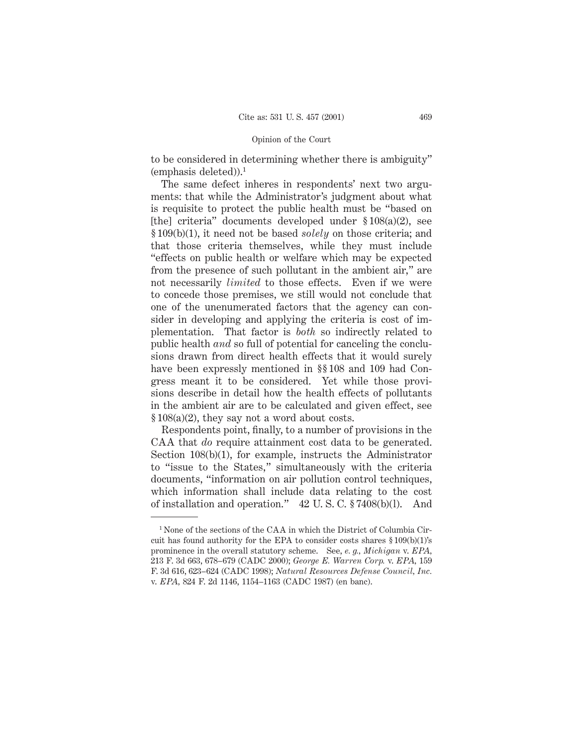to be considered in determining whether there is ambiguity" (emphasis deleted)).[1]

The same defect inheres in respondents' next two arguments: that while the Administrator's judgment about what is requisite to protect the public health must be "based on [the] criteria" documents developed under § 108(a)(2), see § 109(b)(1), it need not be based *solely* on those criteria; and that those criteria themselves, while they must include "effects on public health or welfare which may be expected from the presence of such pollutant in the ambient air," are not necessarily *limited* to those effects. Even if we were to concede those premises, we still would not conclude that one of the unenumerated factors that the agency can consider in developing and applying the criteria is cost of implementation. That factor is *both* so indirectly related to public health *and* so full of potential for canceling the conclusions drawn from direct health effects that it would surely have been expressly mentioned in §§ 108 and 109 had Congress meant it to be considered. Yet while those provisions describe in detail how the health effects of pollutants in the ambient air are to be calculated and given effect, see § 108(a)(2), they say not a word about costs.

Respondents point, finally, to a number of provisions in the CAA that *do* require attainment cost data to be generated. Section 108(b)(1), for example, instructs the Administrator to "issue to the States," simultaneously with the criteria documents, "information on air pollution control techniques, which information shall include data relating to the cost of installation and operation." 42 U. S. C. § 7408(b)(l). And

---

[1] None of the sections of the CAA in which the District of Columbia Circuit has found authority for the EPA to consider costs shares § 109(b)(1)'s prominence in the overall statutory scheme. See, *e. g.*, *Michigan* v. *EPA*, 213 F. 3d 663, 678–679 (CADC 2000); *George E. Warren Corp.* v. *EPA*, 159 F. 3d 616, 623–624 (CADC 1998); *Natural Resources Defense Council, Inc.* v. *EPA*, 824 F. 2d 1146, 1154–1163 (CADC 1987) (en banc).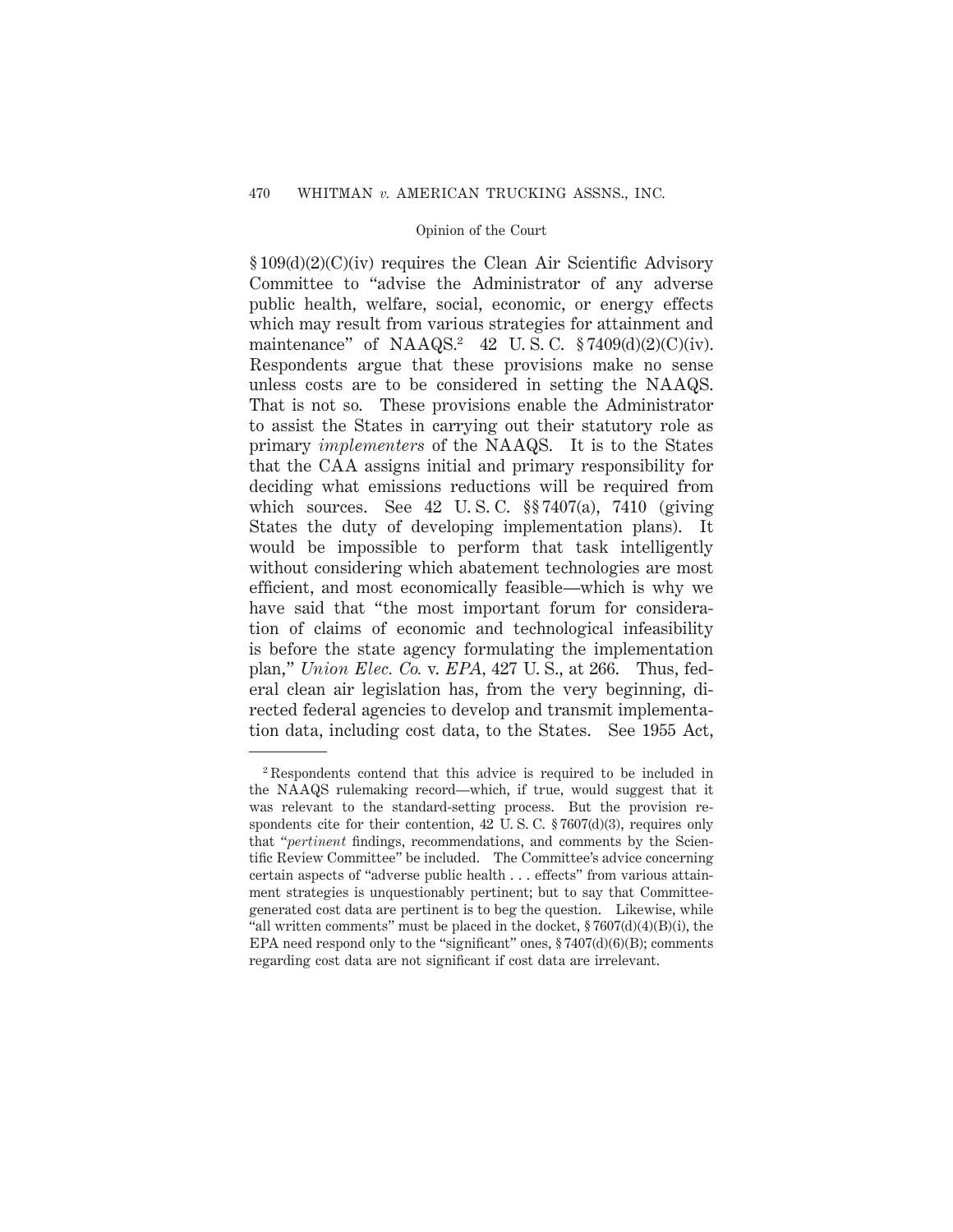§ 109(d)(2)(C)(iv) requires the Clean Air Scientific Advisory Committee to "advise the Administrator of any adverse public health, welfare, social, economic, or energy effects which may result from various strategies for attainment and maintenance" of NAAQS.[2] 42 U. S. C. § 7409(d)(2)(C)(iv). Respondents argue that these provisions make no sense unless costs are to be considered in setting the NAAQS. That is not so. These provisions enable the Administrator to assist the States in carrying out their statutory role as primary *implementers* of the NAAQS. It is to the States that the CAA assigns initial and primary responsibility for deciding what emissions reductions will be required from which sources. See 42 U. S. C. §§ 7407(a), 7410 (giving States the duty of developing implementation plans). It would be impossible to perform that task intelligently without considering which abatement technologies are most efficient, and most economically feasible—which is why we have said that "the most important forum for consideration of claims of economic and technological infeasibility is before the state agency formulating the implementation plan," *Union Elec. Co.* v. *EPA*, 427 U. S., at 266. Thus, federal clean air legislation has, from the very beginning, directed federal agencies to develop and transmit implementation data, including cost data, to the States. See 1955 Act,

---

[2] Respondents contend that this advice is required to be included in the NAAQS rulemaking record—which, if true, would suggest that it was relevant to the standard-setting process. But the provision respondents cite for their contention, 42 U. S. C. § 7607(d)(3), requires only that "*pertinent* findings, recommendations, and comments by the Scientific Review Committee" be included. The Committee's advice concerning certain aspects of "adverse public health . . . effects" from various attainment strategies is unquestionably pertinent; but to say that Committee-generated cost data are pertinent is to beg the question. Likewise, while "all written comments" must be placed in the docket, § 7607(d)(4)(B)(i), the EPA need respond only to the "significant" ones, § 7407(d)(6)(B); comments regarding cost data are not significant if cost data are irrelevant.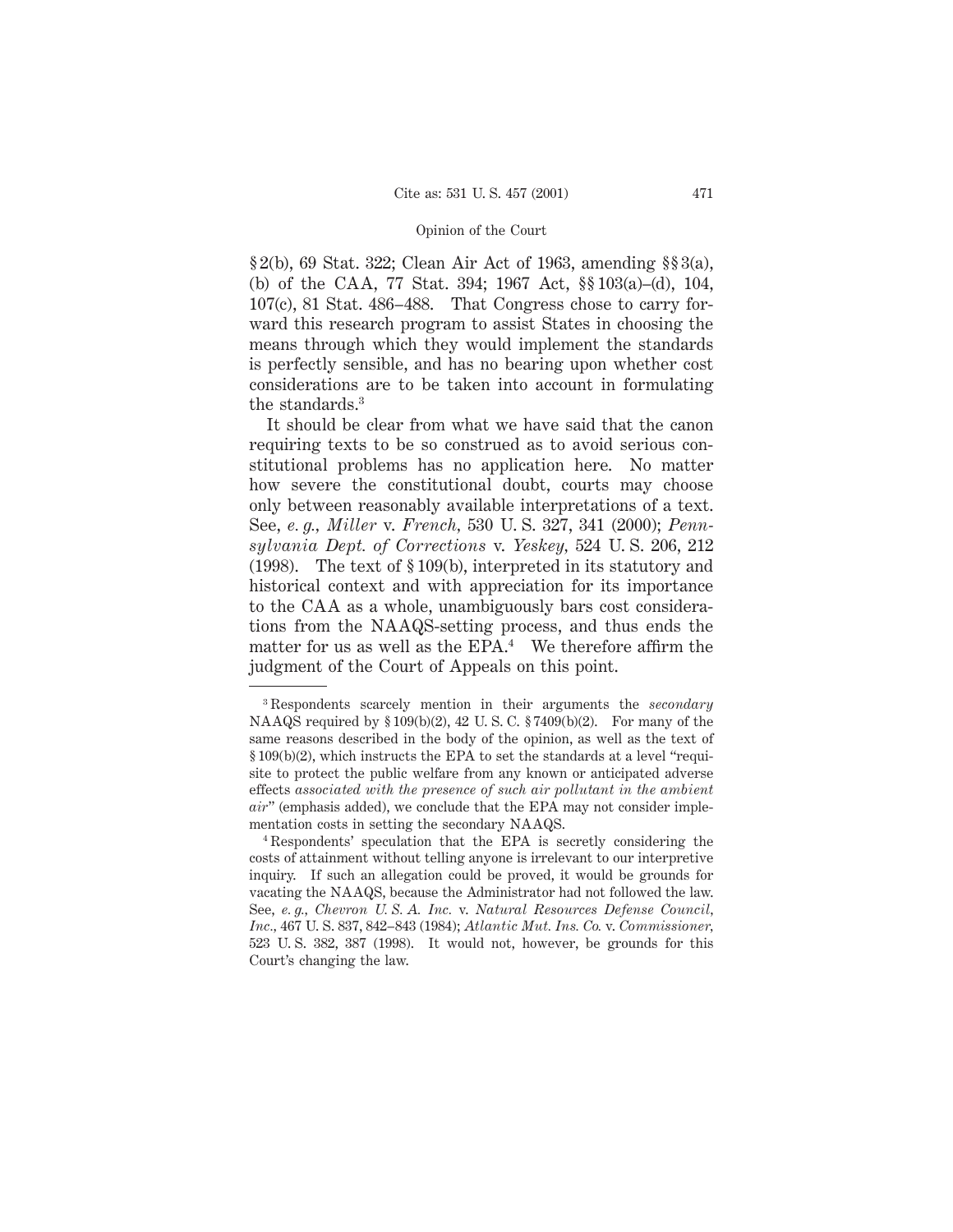§ 2(b), 69 Stat. 322; Clean Air Act of 1963, amending §§ 3(a), (b) of the CAA, 77 Stat. 394; 1967 Act, §§ 103(a)–(d), 104, 107(c), 81 Stat. 486–488. That Congress chose to carry forward this research program to assist States in choosing the means through which they would implement the standards is perfectly sensible, and has no bearing upon whether cost considerations are to be taken into account in formulating the standards.[3]

It should be clear from what we have said that the canon requiring texts to be so construed as to avoid serious constitutional problems has no application here. No matter how severe the constitutional doubt, courts may choose only between reasonably available interpretations of a text. See, *e. g., Miller* v. *French*, 530 U. S. 327, 341 (2000); *Pennsylvania Dept. of Corrections* v. *Yeskey*, 524 U. S. 206, 212 (1998). The text of § 109(b), interpreted in its statutory and historical context and with appreciation for its importance to the CAA as a whole, unambiguously bars cost considerations from the NAAQS-setting process, and thus ends the matter for us as well as the EPA.[4] We therefore affirm the judgment of the Court of Appeals on this point.

---

[3] Respondents scarcely mention in their arguments the *secondary* NAAQS required by § 109(b)(2), 42 U. S. C. § 7409(b)(2). For many of the same reasons described in the body of the opinion, as well as the text of § 109(b)(2), which instructs the EPA to set the standards at a level "requisite to protect the public welfare from any known or anticipated adverse effects *associated with the presence of such air pollutant in the ambient air*" (emphasis added), we conclude that the EPA may not consider implementation costs in setting the secondary NAAQS.

[4] Respondents' speculation that the EPA is secretly considering the costs of attainment without telling anyone is irrelevant to our interpretive inquiry. If such an allegation could be proved, it would be grounds for vacating the NAAQS, because the Administrator had not followed the law. See, *e. g., Chevron U. S. A. Inc.* v. *Natural Resources Defense Council, Inc.*, 467 U. S. 837, 842–843 (1984); *Atlantic Mut. Ins. Co.* v. *Commissioner*, 523 U. S. 382, 387 (1998). It would not, however, be grounds for this Court's changing the law.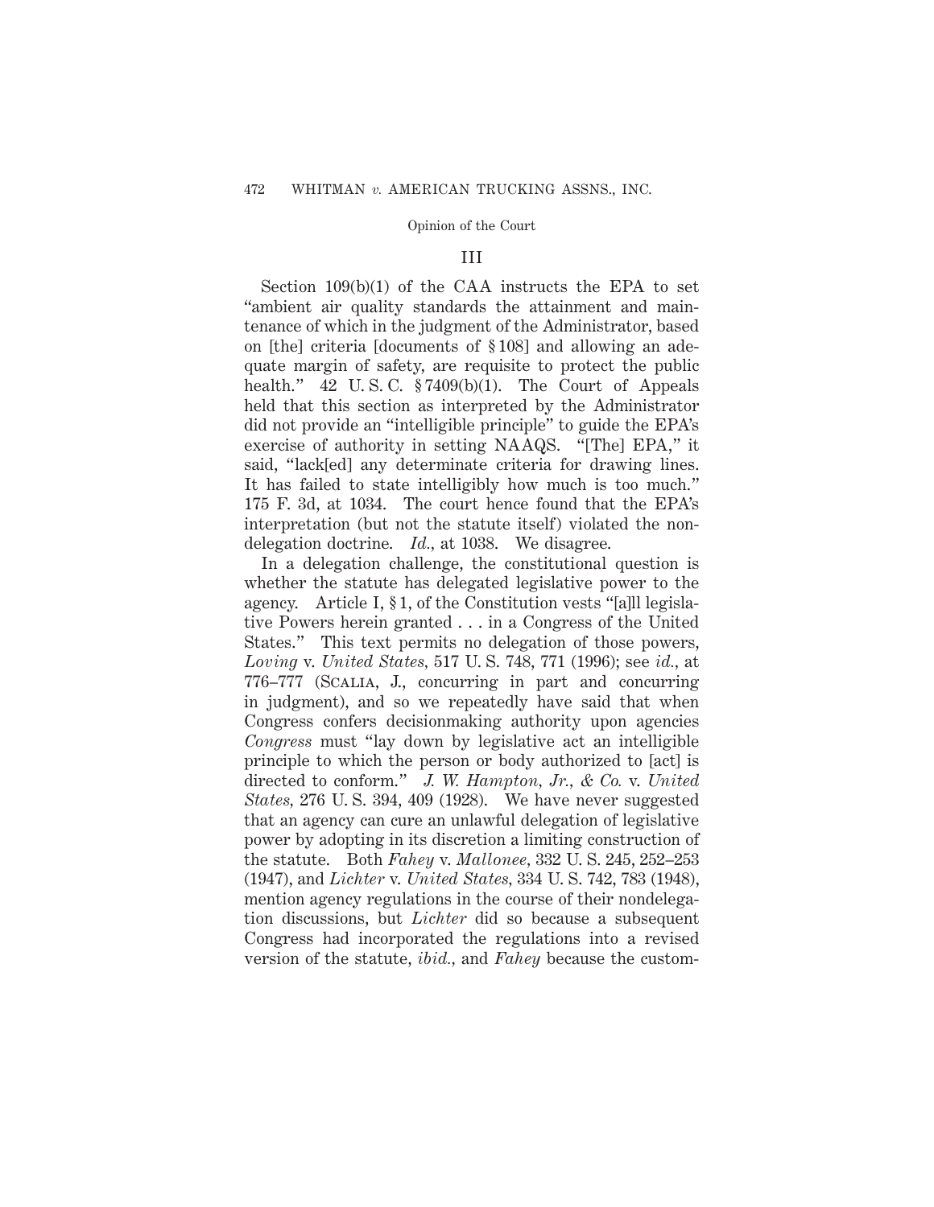### III

Section 109(b)(1) of the CAA instructs the EPA to set "ambient air quality standards the attainment and maintenance of which in the judgment of the Administrator, based on [the] criteria [documents of § 108] and allowing an adequate margin of safety, are requisite to protect the public health." 42 U. S. C. § 7409(b)(1). The Court of Appeals held that this section as interpreted by the Administrator did not provide an "intelligible principle" to guide the EPA's exercise of authority in setting NAAQS. "[The] EPA," it said, "lack[ed] any determinate criteria for drawing lines. It has failed to state intelligibly how much is too much." 175 F. 3d, at 1034. The court hence found that the EPA's interpretation (but not the statute itself) violated the nondelegation doctrine. *Id.*, at 1038. We disagree.

In a delegation challenge, the constitutional question is whether the statute has delegated legislative power to the agency. Article I, § 1, of the Constitution vests "[a]ll legislative Powers herein granted . . . in a Congress of the United States." This text permits no delegation of those powers, *Loving* v. *United States*, 517 U. S. 748, 771 (1996); see *id.*, at 776–777 (SCALIA, J., concurring in part and concurring in judgment), and so we repeatedly have said that when Congress confers decisionmaking authority upon agencies *Congress* must "lay down by legislative act an intelligible principle to which the person or body authorized to [act] is directed to conform." *J. W. Hampton, Jr., & Co.* v. *United States*, 276 U. S. 394, 409 (1928). We have never suggested that an agency can cure an unlawful delegation of legislative power by adopting in its discretion a limiting construction of the statute. Both *Fahey* v. *Mallonee*, 332 U. S. 245, 252–253 (1947), and *Lichter* v. *United States*, 334 U. S. 742, 783 (1948), mention agency regulations in the course of their nondelegation discussions, but *Lichter* did so because a subsequent Congress had incorporated the regulations into a revised version of the statute, *ibid.*, and *Fahey* because the custom-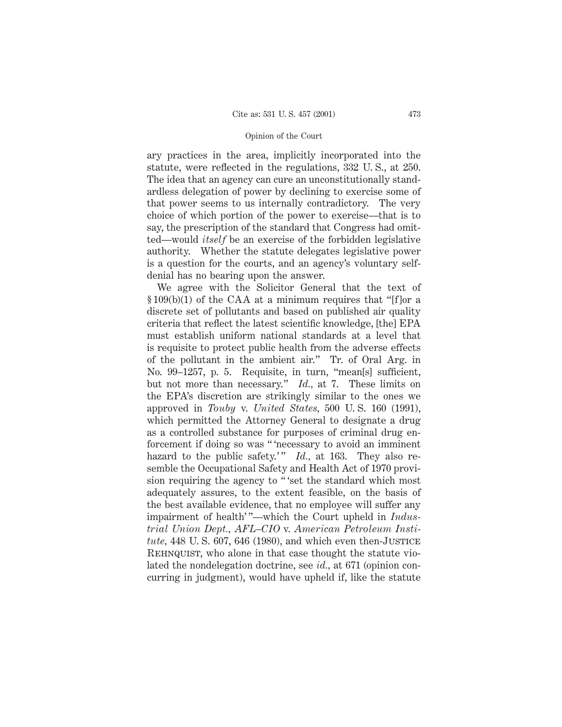ary practices in the area, implicitly incorporated into the statute, were reflected in the regulations, 332 U. S., at 250. The idea that an agency can cure an unconstitutionally standardless delegation of power by declining to exercise some of that power seems to us internally contradictory. The very choice of which portion of the power to exercise—that is to say, the prescription of the standard that Congress had omitted—would *itself* be an exercise of the forbidden legislative authority. Whether the statute delegates legislative power is a question for the courts, and an agency's voluntary self-denial has no bearing upon the answer.

We agree with the Solicitor General that the text of § 109(b)(1) of the CAA at a minimum requires that "[f]or a discrete set of pollutants and based on published air quality criteria that reflect the latest scientific knowledge, [the] EPA must establish uniform national standards at a level that is requisite to protect public health from the adverse effects of the pollutant in the ambient air." Tr. of Oral Arg. in No. 99–1257, p. 5. Requisite, in turn, "mean[s] sufficient, but not more than necessary." *Id.*, at 7. These limits on the EPA's discretion are strikingly similar to the ones we approved in *Touby* v. *United States*, 500 U. S. 160 (1991), which permitted the Attorney General to designate a drug as a controlled substance for purposes of criminal drug enforcement if doing so was " 'necessary to avoid an imminent hazard to the public safety.' " *Id.*, at 163. They also resemble the Occupational Safety and Health Act of 1970 provision requiring the agency to " 'set the standard which most adequately assures, to the extent feasible, on the basis of the best available evidence, that no employee will suffer any impairment of health' "—which the Court upheld in *Industrial Union Dept., AFL–CIO* v. *American Petroleum Institute*, 448 U. S. 607, 646 (1980), and which even then-Justice Rehnquist, who alone in that case thought the statute violated the nondelegation doctrine, see *id.*, at 671 (opinion concurring in judgment), would have upheld if, like the statute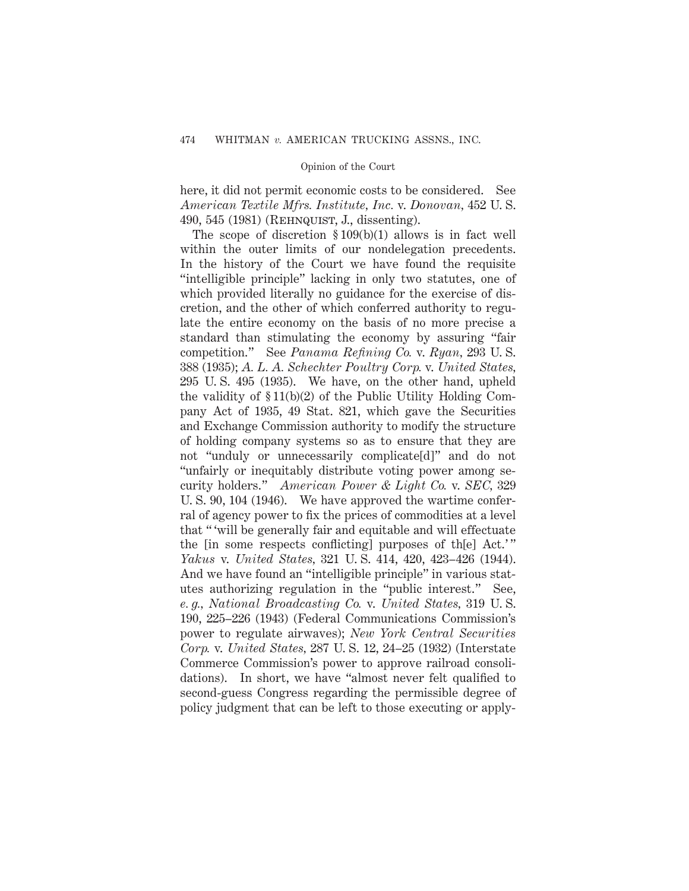here, it did not permit economic costs to be considered. See *American Textile Mfrs. Institute, Inc.* v. *Donovan,* 452 U. S. 490, 545 (1981) (Rehnquist, J., dissenting).

The scope of discretion § 109(b)(1) allows is in fact well within the outer limits of our nondelegation precedents. In the history of the Court we have found the requisite "intelligible principle" lacking in only two statutes, one of which provided literally no guidance for the exercise of discretion, and the other of which conferred authority to regulate the entire economy on the basis of no more precise a standard than stimulating the economy by assuring "fair competition." See *Panama Refining Co.* v. *Ryan,* 293 U. S. 388 (1935); *A. L. A. Schechter Poultry Corp.* v. *United States,* 295 U. S. 495 (1935). We have, on the other hand, upheld the validity of § 11(b)(2) of the Public Utility Holding Company Act of 1935, 49 Stat. 821, which gave the Securities and Exchange Commission authority to modify the structure of holding company systems so as to ensure that they are not "unduly or unnecessarily complicate[d]" and do not "unfairly or inequitably distribute voting power among security holders." *American Power & Light Co.* v. *SEC,* 329 U. S. 90, 104 (1946). We have approved the wartime conferral of agency power to fix the prices of commodities at a level that " 'will be generally fair and equitable and will effectuate the [in some respects conflicting] purposes of th[e] Act.' " *Yakus* v. *United States,* 321 U. S. 414, 420, 423–426 (1944). And we have found an "intelligible principle" in various statutes authorizing regulation in the "public interest." See, *e. g., National Broadcasting Co.* v. *United States,* 319 U. S. 190, 225–226 (1943) (Federal Communications Commission's power to regulate airwaves); *New York Central Securities Corp.* v. *United States,* 287 U. S. 12, 24–25 (1932) (Interstate Commerce Commission's power to approve railroad consolidations). In short, we have "almost never felt qualified to second-guess Congress regarding the permissible degree of policy judgment that can be left to those executing or apply-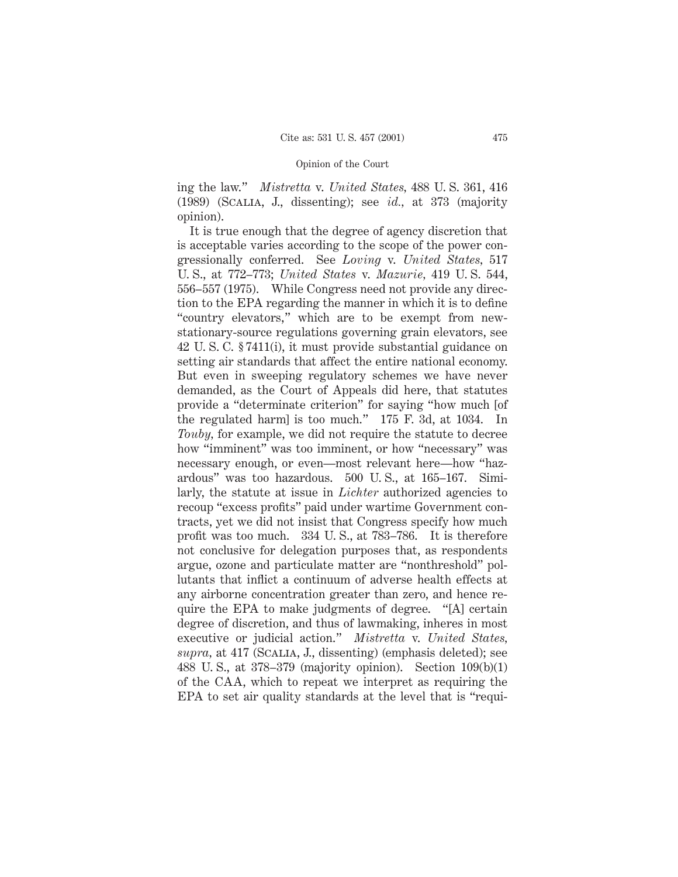ing the law." *Mistretta* v. *United States,* 488 U. S. 361, 416 (1989) (Scalia, J., dissenting); see *id.,* at 373 (majority opinion).

It is true enough that the degree of agency discretion that is acceptable varies according to the scope of the power congressionally conferred. See *Loving* v. *United States,* 517 U. S., at 772–773; *United States* v. *Mazurie,* 419 U. S. 544, 556–557 (1975). While Congress need not provide any direction to the EPA regarding the manner in which it is to define "country elevators," which are to be exempt from new-stationary-source regulations governing grain elevators, see 42 U. S. C. § 7411(i), it must provide substantial guidance on setting air standards that affect the entire national economy. But even in sweeping regulatory schemes we have never demanded, as the Court of Appeals did here, that statutes provide a "determinate criterion" for saying "how much [of the regulated harm] is too much." 175 F. 3d, at 1034. In *Touby,* for example, we did not require the statute to decree how "imminent" was too imminent, or how "necessary" was necessary enough, or even—most relevant here—how "hazardous" was too hazardous. 500 U. S., at 165–167. Similarly, the statute at issue in *Lichter* authorized agencies to recoup "excess profits" paid under wartime Government contracts, yet we did not insist that Congress specify how much profit was too much. 334 U. S., at 783–786. It is therefore not conclusive for delegation purposes that, as respondents argue, ozone and particulate matter are "nonthreshold" pollutants that inflict a continuum of adverse health effects at any airborne concentration greater than zero, and hence require the EPA to make judgments of degree. "[A] certain degree of discretion, and thus of lawmaking, inheres in most executive or judicial action." *Mistretta* v. *United States, supra,* at 417 (Scalia, J., dissenting) (emphasis deleted); see 488 U. S., at 378–379 (majority opinion). Section 109(b)(1) of the CAA, which to repeat we interpret as requiring the EPA to set air quality standards at the level that is "requi-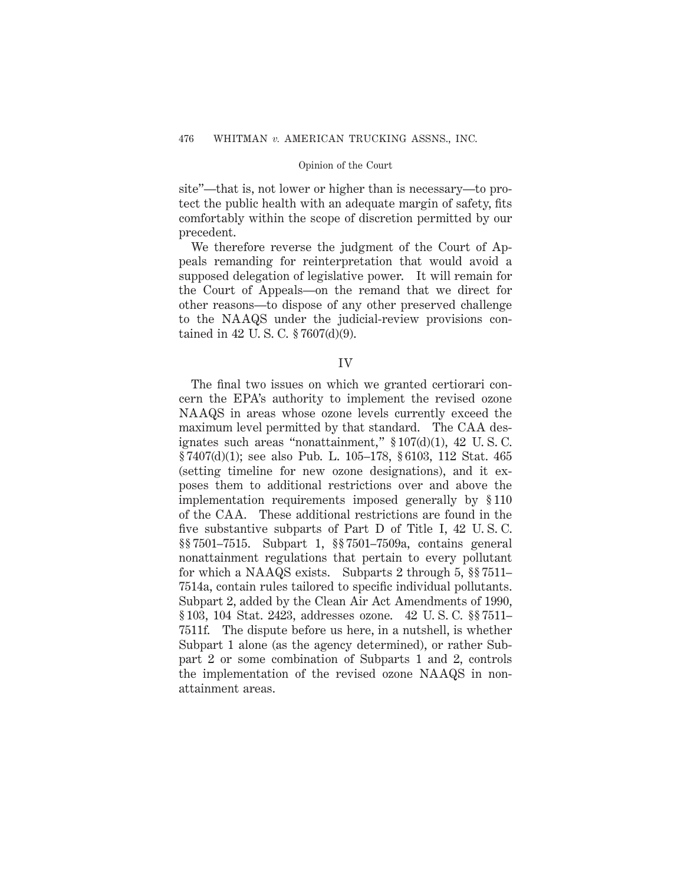site"—that is, not lower or higher than is necessary—to protect the public health with an adequate margin of safety, fits comfortably within the scope of discretion permitted by our precedent.

We therefore reverse the judgment of the Court of Appeals remanding for reinterpretation that would avoid a supposed delegation of legislative power. It will remain for the Court of Appeals—on the remand that we direct for other reasons—to dispose of any other preserved challenge to the NAAQS under the judicial-review provisions contained in 42 U. S. C. § 7607(d)(9).

## IV

The final two issues on which we granted certiorari concern the EPA's authority to implement the revised ozone NAAQS in areas whose ozone levels currently exceed the maximum level permitted by that standard. The CAA designates such areas "nonattainment," § 107(d)(1), 42 U. S. C. § 7407(d)(1); see also Pub. L. 105–178, § 6103, 112 Stat. 465 (setting timeline for new ozone designations), and it exposes them to additional restrictions over and above the implementation requirements imposed generally by § 110 of the CAA. These additional restrictions are found in the five substantive subparts of Part D of Title I, 42 U. S. C. §§ 7501–7515. Subpart 1, §§ 7501–7509a, contains general nonattainment regulations that pertain to every pollutant for which a NAAQS exists. Subparts 2 through 5, §§ 7511–7514a, contain rules tailored to specific individual pollutants. Subpart 2, added by the Clean Air Act Amendments of 1990, § 103, 104 Stat. 2423, addresses ozone. 42 U. S. C. §§ 7511–7511f. The dispute before us here, in a nutshell, is whether Subpart 1 alone (as the agency determined), or rather Subpart 2 or some combination of Subparts 1 and 2, controls the implementation of the revised ozone NAAQS in nonattainment areas.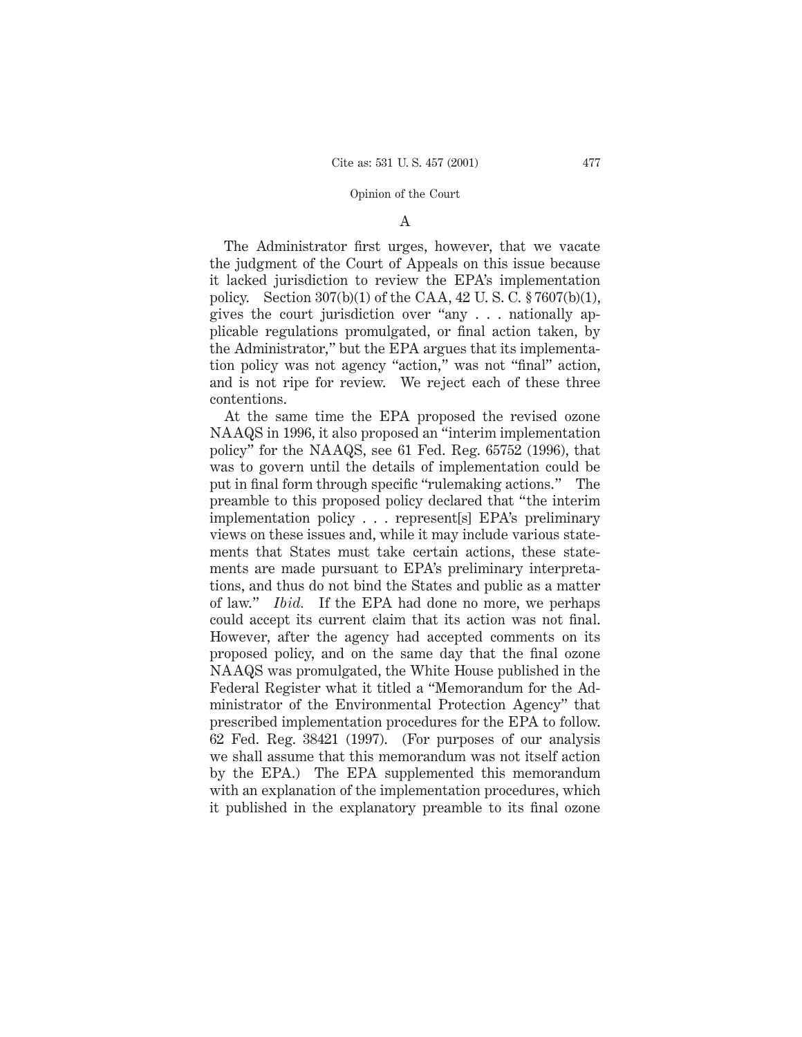### A

The Administrator first urges, however, that we vacate the judgment of the Court of Appeals on this issue because it lacked jurisdiction to review the EPA's implementation policy. Section 307(b)(1) of the CAA, 42 U. S. C. § 7607(b)(1), gives the court jurisdiction over "any . . . nationally applicable regulations promulgated, or final action taken, by the Administrator," but the EPA argues that its implementation policy was not agency "action," was not "final" action, and is not ripe for review. We reject each of these three contentions.

At the same time the EPA proposed the revised ozone NAAQS in 1996, it also proposed an "interim implementation policy" for the NAAQS, see 61 Fed. Reg. 65752 (1996), that was to govern until the details of implementation could be put in final form through specific "rulemaking actions." The preamble to this proposed policy declared that "the interim implementation policy . . . represent[s] EPA's preliminary views on these issues and, while it may include various statements that States must take certain actions, these statements are made pursuant to EPA's preliminary interpretations, and thus do not bind the States and public as a matter of law." *Ibid.* If the EPA had done no more, we perhaps could accept its current claim that its action was not final. However, after the agency had accepted comments on its proposed policy, and on the same day that the final ozone NAAQS was promulgated, the White House published in the Federal Register what it titled a "Memorandum for the Administrator of the Environmental Protection Agency" that prescribed implementation procedures for the EPA to follow. 62 Fed. Reg. 38421 (1997). (For purposes of our analysis we shall assume that this memorandum was not itself action by the EPA.) The EPA supplemented this memorandum with an explanation of the implementation procedures, which it published in the explanatory preamble to its final ozone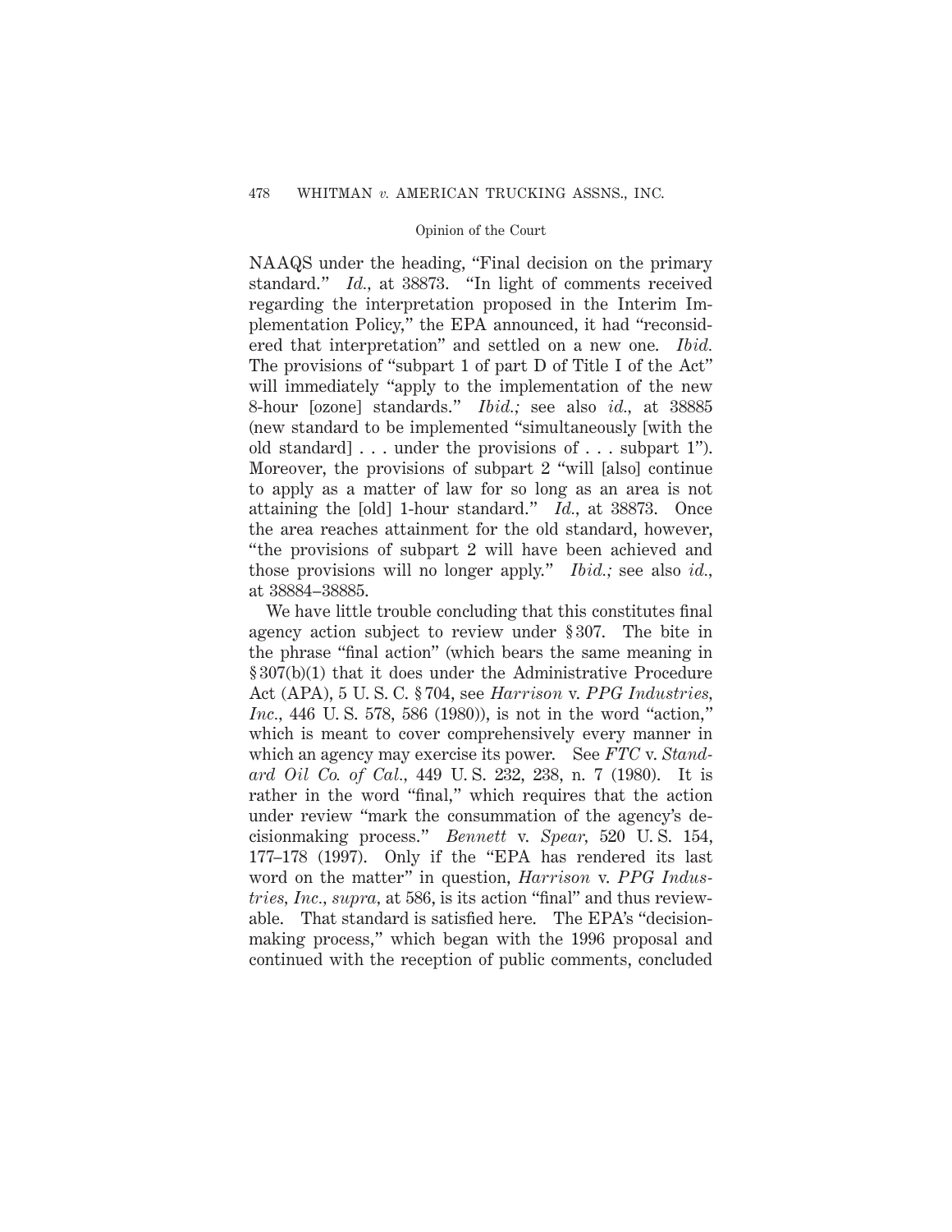NAAQS under the heading, "Final decision on the primary standard." *Id.*, at 38873. "In light of comments received regarding the interpretation proposed in the Interim Implementation Policy," the EPA announced, it had "reconsidered that interpretation" and settled on a new one. *Ibid.* The provisions of "subpart 1 of part D of Title I of the Act" will immediately "apply to the implementation of the new 8-hour [ozone] standards." *Ibid.;* see also *id.*, at 38885 (new standard to be implemented "simultaneously [with the old standard] . . . under the provisions of . . . subpart 1"). Moreover, the provisions of subpart 2 "will [also] continue to apply as a matter of law for so long as an area is not attaining the [old] 1-hour standard." *Id.*, at 38873. Once the area reaches attainment for the old standard, however, "the provisions of subpart 2 will have been achieved and those provisions will no longer apply." *Ibid.;* see also *id.*, at 38884–38885.

We have little trouble concluding that this constitutes final agency action subject to review under § 307. The bite in the phrase "final action" (which bears the same meaning in § 307(b)(1) that it does under the Administrative Procedure Act (APA), 5 U. S. C. § 704, see *Harrison* v. *PPG Industries, Inc.*, 446 U. S. 578, 586 (1980)), is not in the word "action," which is meant to cover comprehensively every manner in which an agency may exercise its power. See *FTC* v. *Standard Oil Co. of Cal.*, 449 U. S. 232, 238, n. 7 (1980). It is rather in the word "final," which requires that the action under review "mark the consummation of the agency's decisionmaking process." *Bennett* v. *Spear,* 520 U. S. 154, 177–178 (1997). Only if the "EPA has rendered its last word on the matter" in question, *Harrison* v. *PPG Industries, Inc., supra,* at 586, is its action "final" and thus reviewable. That standard is satisfied here. The EPA's "decisionmaking process," which began with the 1996 proposal and continued with the reception of public comments, concluded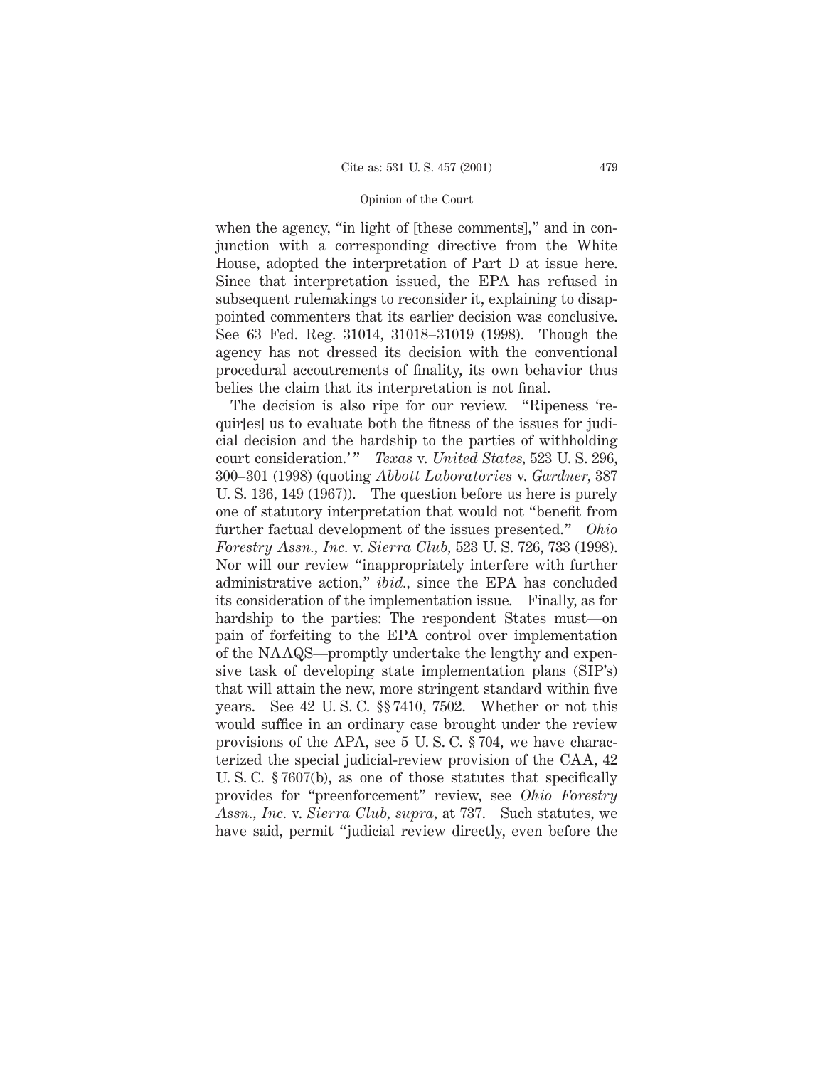when the agency, "in light of [these comments]," and in conjunction with a corresponding directive from the White House, adopted the interpretation of Part D at issue here. Since that interpretation issued, the EPA has refused in subsequent rulemakings to reconsider it, explaining to disappointed commenters that its earlier decision was conclusive. See 63 Fed. Reg. 31014, 31018–31019 (1998). Though the agency has not dressed its decision with the conventional procedural accoutrements of finality, its own behavior thus belies the claim that its interpretation is not final.

The decision is also ripe for our review. "Ripeness 'requir[es] us to evaluate both the fitness of the issues for judicial decision and the hardship to the parties of withholding court consideration.'" *Texas* v. *United States*, 523 U. S. 296, 300–301 (1998) (quoting *Abbott Laboratories* v. *Gardner*, 387 U. S. 136, 149 (1967)). The question before us here is purely one of statutory interpretation that would not "benefit from further factual development of the issues presented." *Ohio Forestry Assn., Inc.* v. *Sierra Club*, 523 U. S. 726, 733 (1998). Nor will our review "inappropriately interfere with further administrative action," *ibid.*, since the EPA has concluded its consideration of the implementation issue. Finally, as for hardship to the parties: The respondent States must—on pain of forfeiting to the EPA control over implementation of the NAAQS—promptly undertake the lengthy and expensive task of developing state implementation plans (SIP's) that will attain the new, more stringent standard within five years. See 42 U. S. C. §§ 7410, 7502. Whether or not this would suffice in an ordinary case brought under the review provisions of the APA, see 5 U. S. C. § 704, we have characterized the special judicial-review provision of the CAA, 42 U. S. C. § 7607(b), as one of those statutes that specifically provides for "preenforcement" review, see *Ohio Forestry Assn., Inc.* v. *Sierra Club*, *supra*, at 737. Such statutes, we have said, permit "judicial review directly, even before the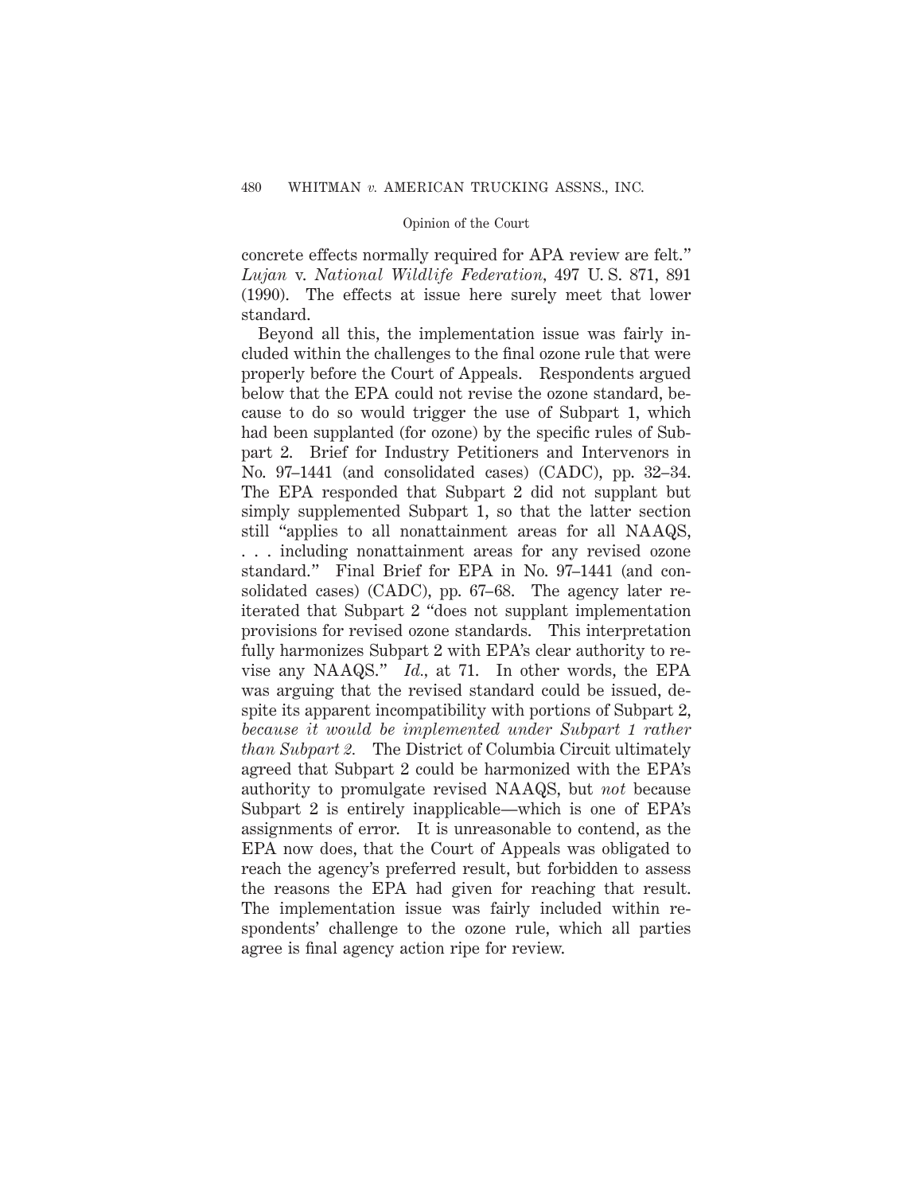concrete effects normally required for APA review are felt." *Lujan* v. *National Wildlife Federation*, 497 U. S. 871, 891 (1990). The effects at issue here surely meet that lower standard.

Beyond all this, the implementation issue was fairly included within the challenges to the final ozone rule that were properly before the Court of Appeals. Respondents argued below that the EPA could not revise the ozone standard, because to do so would trigger the use of Subpart 1, which had been supplanted (for ozone) by the specific rules of Subpart 2. Brief for Industry Petitioners and Intervenors in No. 97–1441 (and consolidated cases) (CADC), pp. 32–34. The EPA responded that Subpart 2 did not supplant but simply supplemented Subpart 1, so that the latter section still "applies to all nonattainment areas for all NAAQS, . . . including nonattainment areas for any revised ozone standard." Final Brief for EPA in No. 97–1441 (and consolidated cases) (CADC), pp. 67–68. The agency later reiterated that Subpart 2 "does not supplant implementation provisions for revised ozone standards. This interpretation fully harmonizes Subpart 2 with EPA's clear authority to revise any NAAQS." *Id.*, at 71. In other words, the EPA was arguing that the revised standard could be issued, despite its apparent incompatibility with portions of Subpart 2, *because it would be implemented under Subpart 1 rather than Subpart 2.* The District of Columbia Circuit ultimately agreed that Subpart 2 could be harmonized with the EPA's authority to promulgate revised NAAQS, but *not* because Subpart 2 is entirely inapplicable—which is one of EPA's assignments of error. It is unreasonable to contend, as the EPA now does, that the Court of Appeals was obligated to reach the agency's preferred result, but forbidden to assess the reasons the EPA had given for reaching that result. The implementation issue was fairly included within respondents' challenge to the ozone rule, which all parties agree is final agency action ripe for review.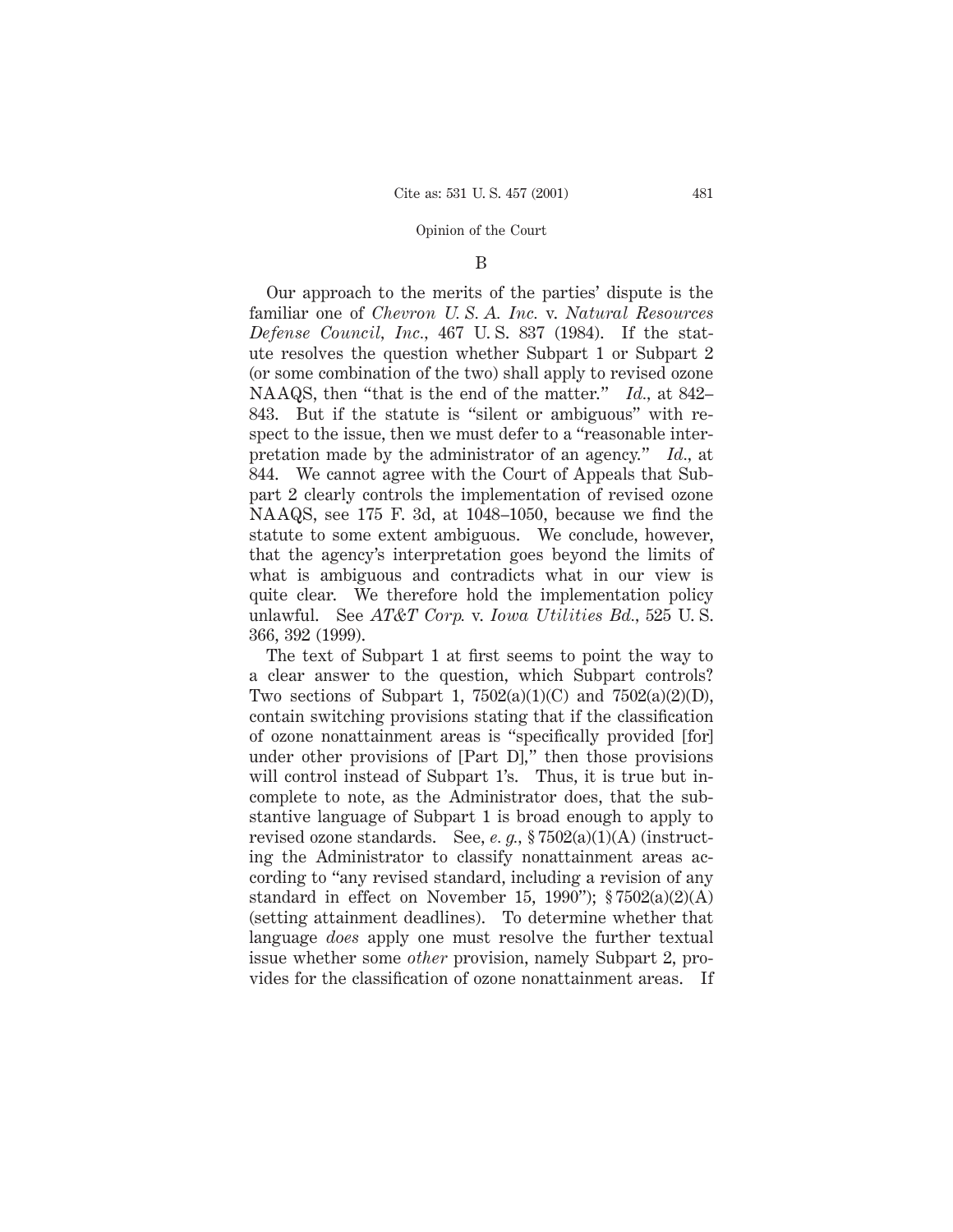B

Our approach to the merits of the parties' dispute is the familiar one of *Chevron U. S. A. Inc.* v. *Natural Resources Defense Council, Inc.*, 467 U. S. 837 (1984). If the statute resolves the question whether Subpart 1 or Subpart 2 (or some combination of the two) shall apply to revised ozone NAAQS, then "that is the end of the matter." *Id.*, at 842–843. But if the statute is "silent or ambiguous" with respect to the issue, then we must defer to a "reasonable interpretation made by the administrator of an agency." *Id.*, at 844. We cannot agree with the Court of Appeals that Subpart 2 clearly controls the implementation of revised ozone NAAQS, see 175 F. 3d, at 1048–1050, because we find the statute to some extent ambiguous. We conclude, however, that the agency's interpretation goes beyond the limits of what is ambiguous and contradicts what in our view is quite clear. We therefore hold the implementation policy unlawful. See *AT&T Corp.* v. *Iowa Utilities Bd.*, 525 U. S. 366, 392 (1999).

The text of Subpart 1 at first seems to point the way to a clear answer to the question, which Subpart controls? Two sections of Subpart 1, 7502(a)(1)(C) and 7502(a)(2)(D), contain switching provisions stating that if the classification of ozone nonattainment areas is "specifically provided [for] under other provisions of [Part D]," then those provisions will control instead of Subpart 1's. Thus, it is true but incomplete to note, as the Administrator does, that the substantive language of Subpart 1 is broad enough to apply to revised ozone standards. See, *e. g.*, § 7502(a)(1)(A) (instructing the Administrator to classify nonattainment areas according to "any revised standard, including a revision of any standard in effect on November 15, 1990"); § 7502(a)(2)(A) (setting attainment deadlines). To determine whether that language *does* apply one must resolve the further textual issue whether some *other* provision, namely Subpart 2, provides for the classification of ozone nonattainment areas. If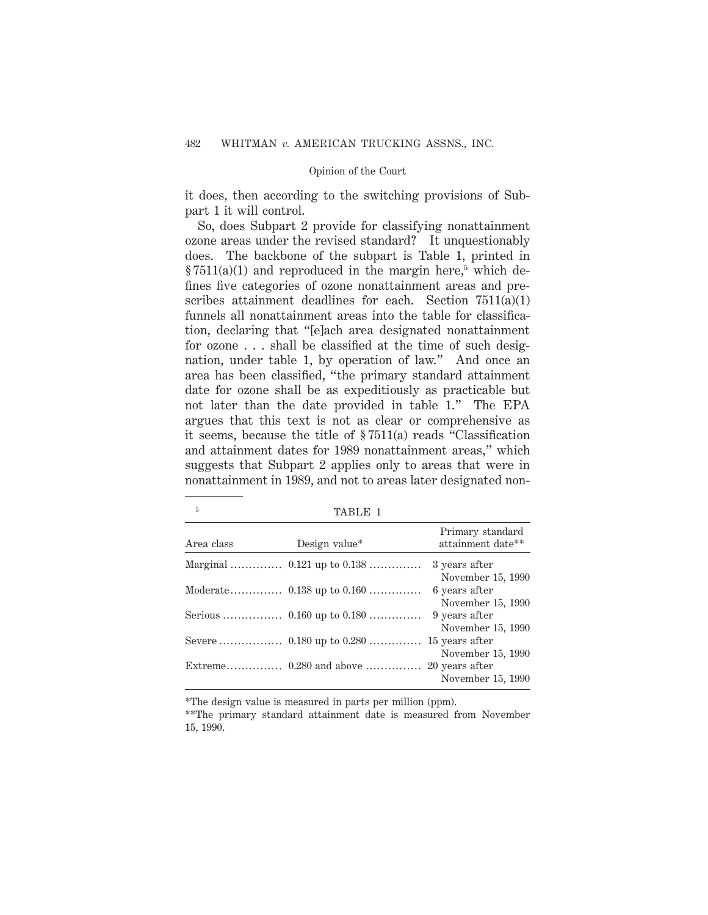it does, then according to the switching provisions of Subpart 1 it will control.

So, does Subpart 2 provide for classifying nonattainment ozone areas under the revised standard? It unquestionably does. The backbone of the subpart is Table 1, printed in § 7511(a)(1) and reproduced in the margin here,[5] which defines five categories of ozone nonattainment areas and prescribes attainment deadlines for each. Section 7511(a)(1) funnels all nonattainment areas into the table for classification, declaring that "[e]ach area designated nonattainment for ozone . . . shall be classified at the time of such designation, under table 1, by operation of law." And once an area has been classified, "the primary standard attainment date for ozone shall be as expeditiously as practicable but not later than the date provided in table 1." The EPA argues that this text is not as clear or comprehensive as it seems, because the title of § 7511(a) reads "Classification and attainment dates for 1989 nonattainment areas," which suggests that Subpart 2 applies only to areas that were in nonattainment in 1989, and not to areas later designated non-

---

[5] TABLE 1

| Area class | Design value* | Primary standard attainment date** |
|---|---|---|
| Marginal | 0.121 up to 0.138 | 3 years after November 15, 1990 |
| Moderate | 0.138 up to 0.160 | 6 years after November 15, 1990 |
| Serious | 0.160 up to 0.180 | 9 years after November 15, 1990 |
| Severe | 0.180 up to 0.280 | 15 years after November 15, 1990 |
| Extreme | 0.280 and above | 20 years after November 15, 1990 |

*The design value is measured in parts per million (ppm).

**The primary standard attainment date is measured from November 15, 1990.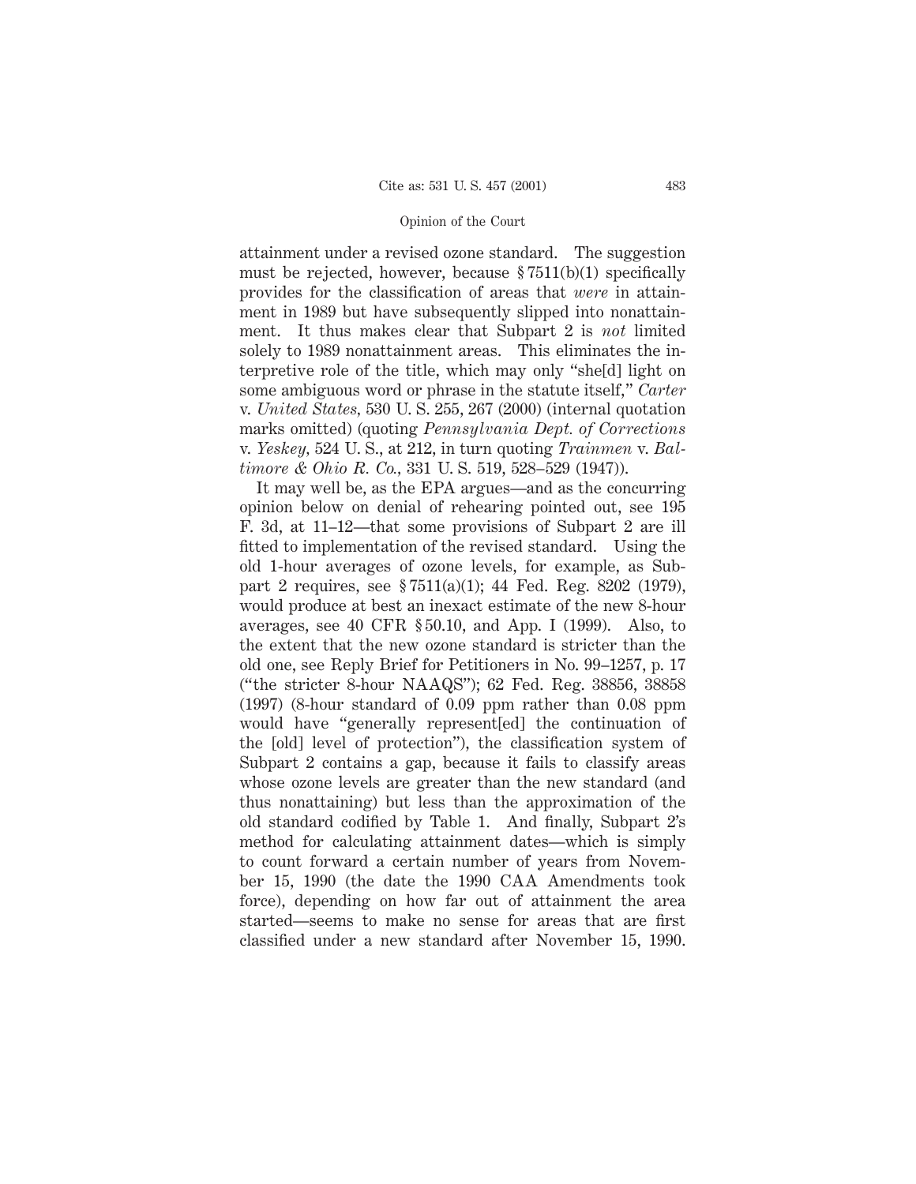attainment under a revised ozone standard. The suggestion must be rejected, however, because § 7511(b)(1) specifically provides for the classification of areas that *were* in attainment in 1989 but have subsequently slipped into nonattainment. It thus makes clear that Subpart 2 is *not* limited solely to 1989 nonattainment areas. This eliminates the interpretive role of the title, which may only "she[d] light on some ambiguous word or phrase in the statute itself," *Carter* v. *United States*, 530 U. S. 255, 267 (2000) (internal quotation marks omitted) (quoting *Pennsylvania Dept. of Corrections* v. *Yeskey*, 524 U. S., at 212, in turn quoting *Trainmen* v. *Baltimore & Ohio R. Co.*, 331 U. S. 519, 528–529 (1947)).

It may well be, as the EPA argues—and as the concurring opinion below on denial of rehearing pointed out, see 195 F. 3d, at 11–12—that some provisions of Subpart 2 are ill fitted to implementation of the revised standard. Using the old 1-hour averages of ozone levels, for example, as Subpart 2 requires, see § 7511(a)(1); 44 Fed. Reg. 8202 (1979), would produce at best an inexact estimate of the new 8-hour averages, see 40 CFR § 50.10, and App. I (1999). Also, to the extent that the new ozone standard is stricter than the old one, see Reply Brief for Petitioners in No. 99–1257, p. 17 ("the stricter 8-hour NAAQS"); 62 Fed. Reg. 38856, 38858 (1997) (8-hour standard of 0.09 ppm rather than 0.08 ppm would have "generally represent[ed] the continuation of the [old] level of protection"), the classification system of Subpart 2 contains a gap, because it fails to classify areas whose ozone levels are greater than the new standard (and thus nonattaining) but less than the approximation of the old standard codified by Table 1. And finally, Subpart 2's method for calculating attainment dates—which is simply to count forward a certain number of years from November 15, 1990 (the date the 1990 CAA Amendments took force), depending on how far out of attainment the area started—seems to make no sense for areas that are first classified under a new standard after November 15, 1990.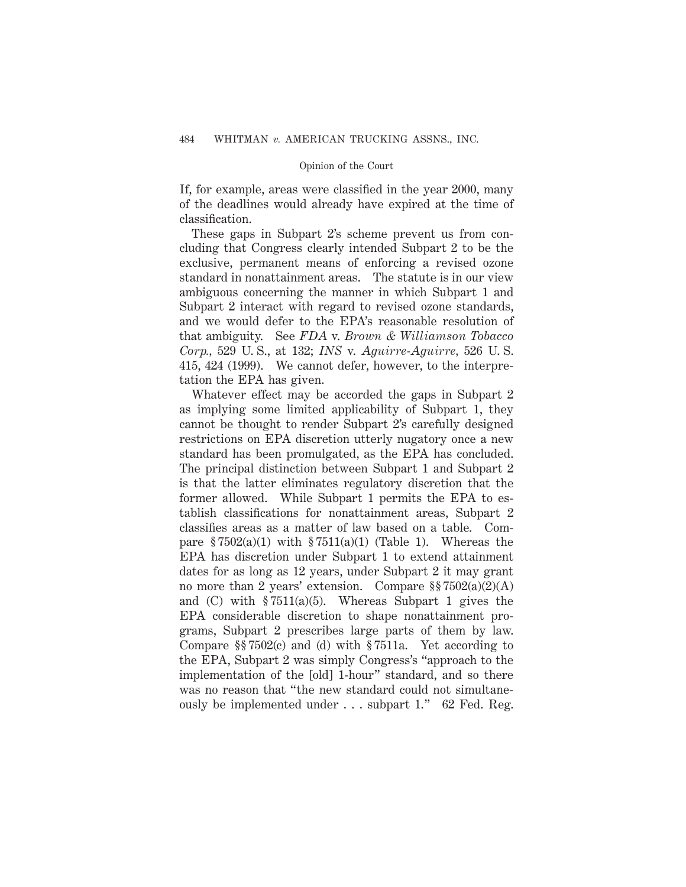If, for example, areas were classified in the year 2000, many of the deadlines would already have expired at the time of classification.

These gaps in Subpart 2's scheme prevent us from concluding that Congress clearly intended Subpart 2 to be the exclusive, permanent means of enforcing a revised ozone standard in nonattainment areas. The statute is in our view ambiguous concerning the manner in which Subpart 1 and Subpart 2 interact with regard to revised ozone standards, and we would defer to the EPA's reasonable resolution of that ambiguity. See *FDA* v. *Brown & Williamson Tobacco Corp.*, 529 U. S., at 132; *INS* v. *Aguirre-Aguirre*, 526 U. S. 415, 424 (1999). We cannot defer, however, to the interpretation the EPA has given.

Whatever effect may be accorded the gaps in Subpart 2 as implying some limited applicability of Subpart 1, they cannot be thought to render Subpart 2's carefully designed restrictions on EPA discretion utterly nugatory once a new standard has been promulgated, as the EPA has concluded. The principal distinction between Subpart 1 and Subpart 2 is that the latter eliminates regulatory discretion that the former allowed. While Subpart 1 permits the EPA to establish classifications for nonattainment areas, Subpart 2 classifies areas as a matter of law based on a table. Compare § 7502(a)(1) with § 7511(a)(1) (Table 1). Whereas the EPA has discretion under Subpart 1 to extend attainment dates for as long as 12 years, under Subpart 2 it may grant no more than 2 years' extension. Compare §§ 7502(a)(2)(A) and (C) with § 7511(a)(5). Whereas Subpart 1 gives the EPA considerable discretion to shape nonattainment programs, Subpart 2 prescribes large parts of them by law. Compare §§ 7502(c) and (d) with § 7511a. Yet according to the EPA, Subpart 2 was simply Congress's "approach to the implementation of the [old] 1-hour" standard, and so there was no reason that "the new standard could not simultaneously be implemented under . . . subpart 1." 62 Fed. Reg.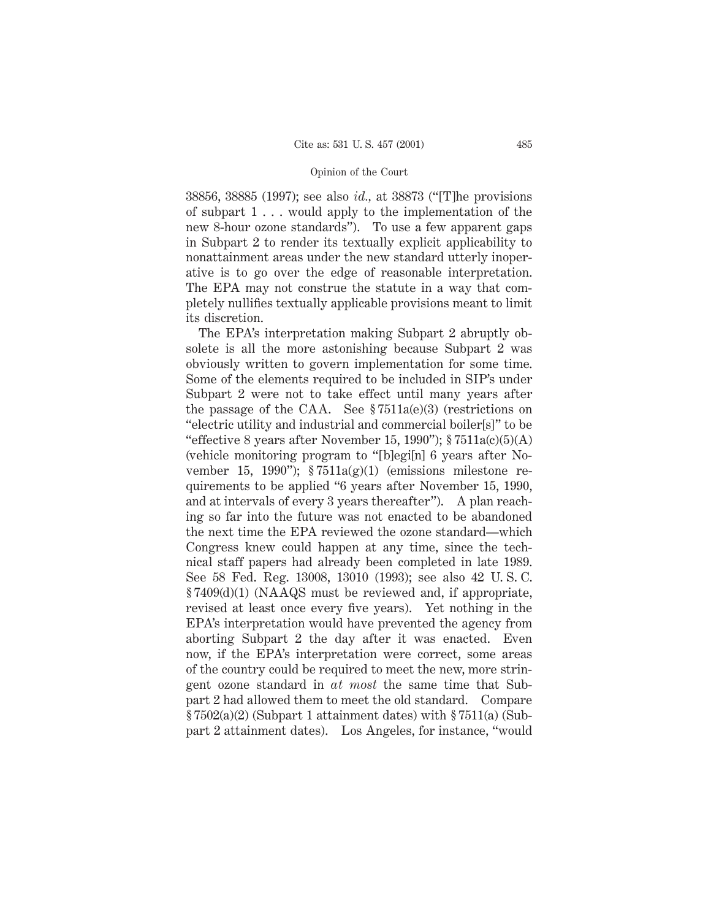38856, 38885 (1997); see also *id.*, at 38873 ("[T]he provisions of subpart 1 . . . would apply to the implementation of the new 8-hour ozone standards"). To use a few apparent gaps in Subpart 2 to render its textually explicit applicability to nonattainment areas under the new standard utterly inoperative is to go over the edge of reasonable interpretation. The EPA may not construe the statute in a way that completely nullifies textually applicable provisions meant to limit its discretion.

The EPA's interpretation making Subpart 2 abruptly obsolete is all the more astonishing because Subpart 2 was obviously written to govern implementation for some time. Some of the elements required to be included in SIP's under Subpart 2 were not to take effect until many years after the passage of the CAA. See § 7511a(e)(3) (restrictions on "electric utility and industrial and commercial boiler[s]" to be "effective 8 years after November 15, 1990"); § 7511a(c)(5)(A) (vehicle monitoring program to "[b]egi[n] 6 years after November 15, 1990"); § 7511a(g)(1) (emissions milestone requirements to be applied "6 years after November 15, 1990, and at intervals of every 3 years thereafter"). A plan reaching so far into the future was not enacted to be abandoned the next time the EPA reviewed the ozone standard—which Congress knew could happen at any time, since the technical staff papers had already been completed in late 1989. See 58 Fed. Reg. 13008, 13010 (1993); see also 42 U. S. C. § 7409(d)(1) (NAAQS must be reviewed and, if appropriate, revised at least once every five years). Yet nothing in the EPA's interpretation would have prevented the agency from aborting Subpart 2 the day after it was enacted. Even now, if the EPA's interpretation were correct, some areas of the country could be required to meet the new, more stringent ozone standard in *at most* the same time that Subpart 2 had allowed them to meet the old standard. Compare § 7502(a)(2) (Subpart 1 attainment dates) with § 7511(a) (Subpart 2 attainment dates). Los Angeles, for instance, "would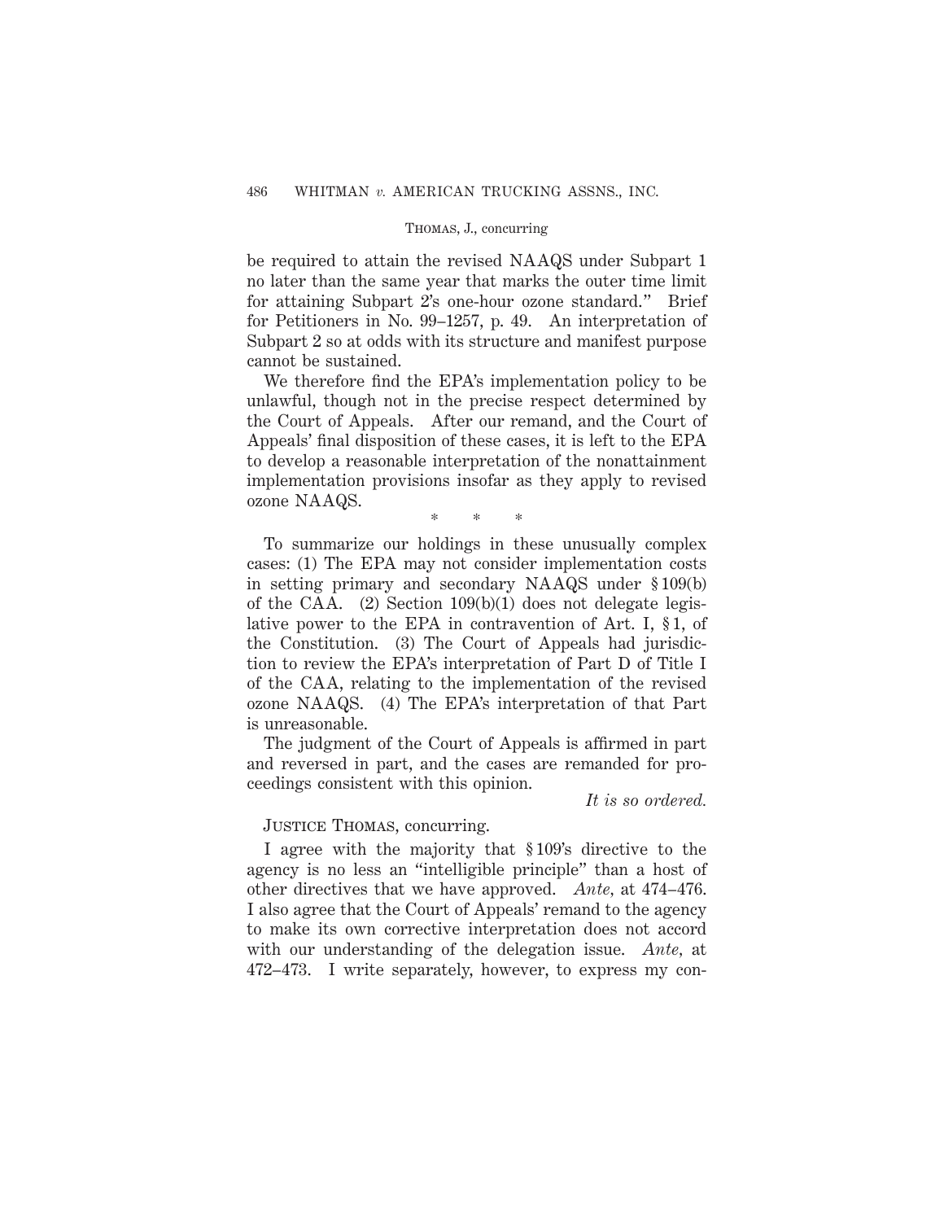be required to attain the revised NAAQS under Subpart 1 no later than the same year that marks the outer time limit for attaining Subpart 2's one-hour ozone standard." Brief for Petitioners in No. 99–1257, p. 49. An interpretation of Subpart 2 so at odds with its structure and manifest purpose cannot be sustained.

We therefore find the EPA's implementation policy to be unlawful, though not in the precise respect determined by the Court of Appeals. After our remand, and the Court of Appeals' final disposition of these cases, it is left to the EPA to develop a reasonable interpretation of the nonattainment implementation provisions insofar as they apply to revised ozone NAAQS.

\* \* \*

To summarize our holdings in these unusually complex cases: (1) The EPA may not consider implementation costs in setting primary and secondary NAAQS under § 109(b) of the CAA. (2) Section 109(b)(1) does not delegate legislative power to the EPA in contravention of Art. I, § 1, of the Constitution. (3) The Court of Appeals had jurisdiction to review the EPA's interpretation of Part D of Title I of the CAA, relating to the implementation of the revised ozone NAAQS. (4) The EPA's interpretation of that Part is unreasonable.

The judgment of the Court of Appeals is affirmed in part and reversed in part, and the cases are remanded for proceedings consistent with this opinion.

*It is so ordered.*

Justice Thomas, concurring.

I agree with the majority that § 109's directive to the agency is no less an "intelligible principle" than a host of other directives that we have approved. *Ante*, at 474–476. I also agree that the Court of Appeals' remand to the agency to make its own corrective interpretation does not accord with our understanding of the delegation issue. *Ante*, at 472–473. I write separately, however, to express my con-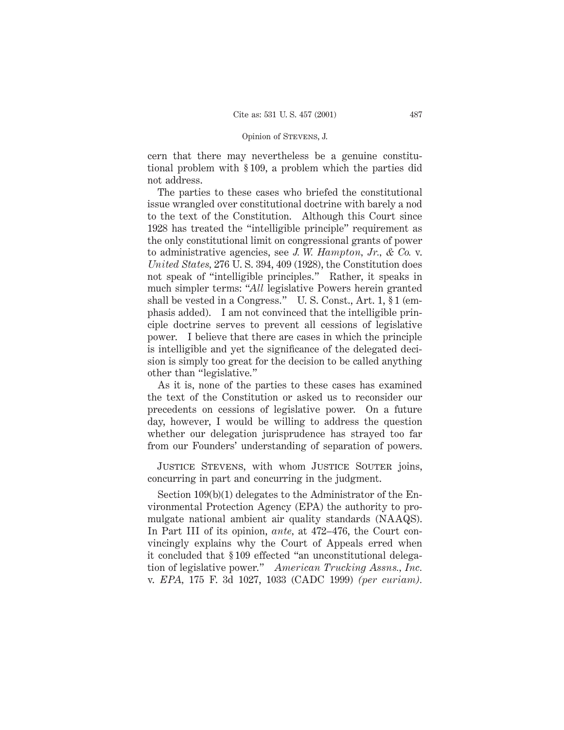cern that there may nevertheless be a genuine constitutional problem with § 109, a problem which the parties did not address.

The parties to these cases who briefed the constitutional issue wrangled over constitutional doctrine with barely a nod to the text of the Constitution. Although this Court since 1928 has treated the "intelligible principle" requirement as the only constitutional limit on congressional grants of power to administrative agencies, see *J. W. Hampton, Jr., & Co.* v. *United States,* 276 U. S. 394, 409 (1928), the Constitution does not speak of "intelligible principles." Rather, it speaks in much simpler terms: "*All* legislative Powers herein granted shall be vested in a Congress." U. S. Const., Art. 1, § 1 (emphasis added). I am not convinced that the intelligible principle doctrine serves to prevent all cessions of legislative power. I believe that there are cases in which the principle is intelligible and yet the significance of the delegated decision is simply too great for the decision to be called anything other than "legislative."

As it is, none of the parties to these cases has examined the text of the Constitution or asked us to reconsider our precedents on cessions of legislative power. On a future day, however, I would be willing to address the question whether our delegation jurisprudence has strayed too far from our Founders' understanding of separation of powers.

Justice Stevens, with whom Justice Souter joins, concurring in part and concurring in the judgment.

Section 109(b)(1) delegates to the Administrator of the Environmental Protection Agency (EPA) the authority to promulgate national ambient air quality standards (NAAQS). In Part III of its opinion, *ante,* at 472–476, the Court convincingly explains why the Court of Appeals erred when it concluded that § 109 effected "an unconstitutional delegation of legislative power." *American Trucking Assns., Inc.* v. *EPA,* 175 F. 3d 1027, 1033 (CADC 1999) *(per curiam).*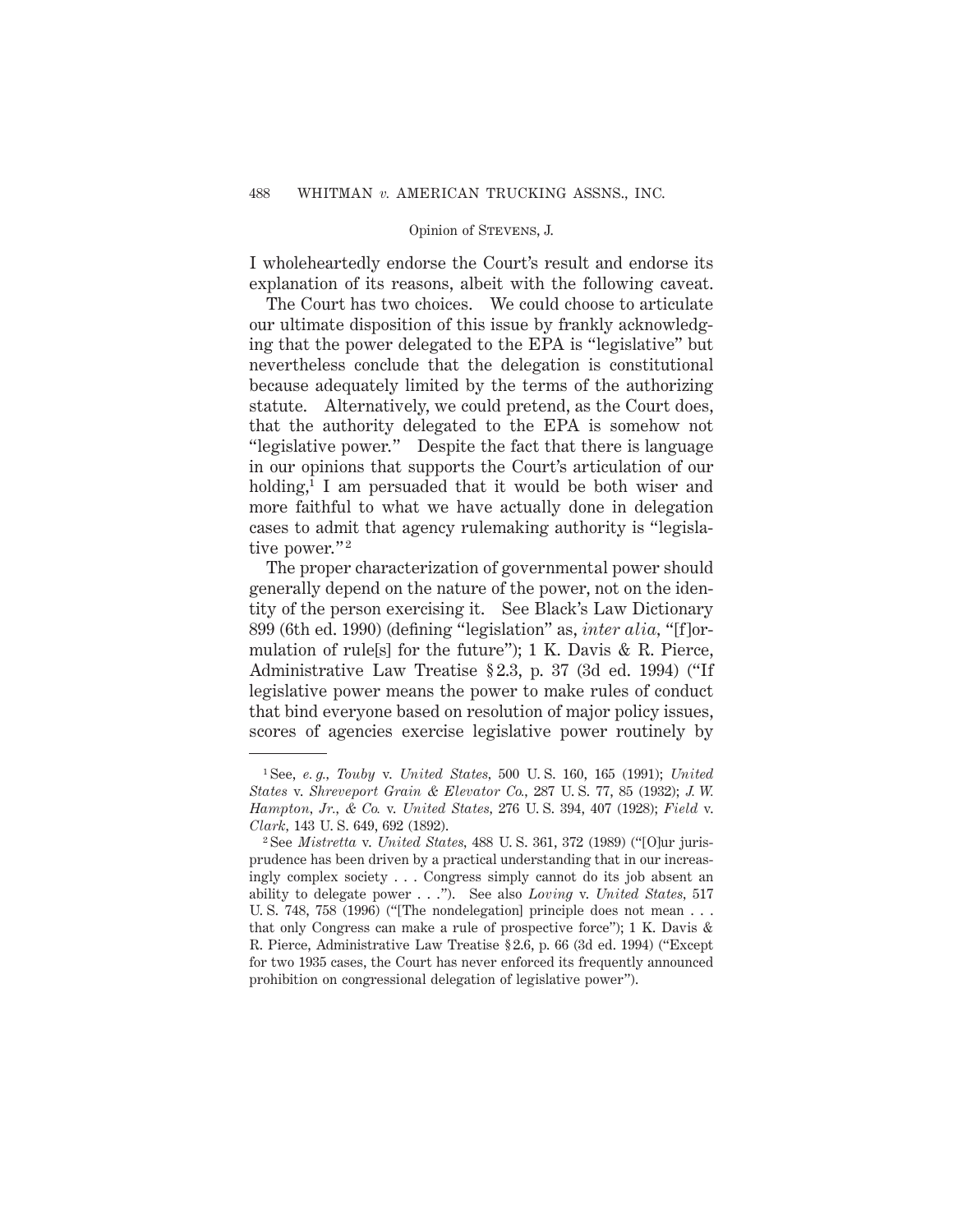I wholeheartedly endorse the Court's result and endorse its explanation of its reasons, albeit with the following caveat.

The Court has two choices. We could choose to articulate our ultimate disposition of this issue by frankly acknowledging that the power delegated to the EPA is "legislative" but nevertheless conclude that the delegation is constitutional because adequately limited by the terms of the authorizing statute. Alternatively, we could pretend, as the Court does, that the authority delegated to the EPA is somehow not "legislative power." Despite the fact that there is language in our opinions that supports the Court's articulation of our holding,[1] I am persuaded that it would be both wiser and more faithful to what we have actually done in delegation cases to admit that agency rulemaking authority is "legislative power."[2]

The proper characterization of governmental power should generally depend on the nature of the power, not on the identity of the person exercising it. See Black's Law Dictionary 899 (6th ed. 1990) (defining "legislation" as, *inter alia*, "[f]ormulation of rule[s] for the future"); 1 K. Davis & R. Pierce, Administrative Law Treatise §2.3, p. 37 (3d ed. 1994) ("If legislative power means the power to make rules of conduct that bind everyone based on resolution of major policy issues, scores of agencies exercise legislative power routinely by

---

[1] See, *e. g., Touby* v. *United States*, 500 U. S. 160, 165 (1991); *United States* v. *Shreveport Grain & Elevator Co.*, 287 U. S. 77, 85 (1932); *J. W. Hampton, Jr., & Co.* v. *United States*, 276 U. S. 394, 407 (1928); *Field* v. *Clark*, 143 U. S. 649, 692 (1892).

[2] See *Mistretta* v. *United States*, 488 U. S. 361, 372 (1989) ("[O]ur jurisprudence has been driven by a practical understanding that in our increasingly complex society . . . Congress simply cannot do its job absent an ability to delegate power . . ."). See also *Loving* v. *United States*, 517 U. S. 748, 758 (1996) ("[The nondelegation] principle does not mean . . . that only Congress can make a rule of prospective force"); 1 K. Davis & R. Pierce, Administrative Law Treatise §2.6, p. 66 (3d ed. 1994) ("Except for two 1935 cases, the Court has never enforced its frequently announced prohibition on congressional delegation of legislative power").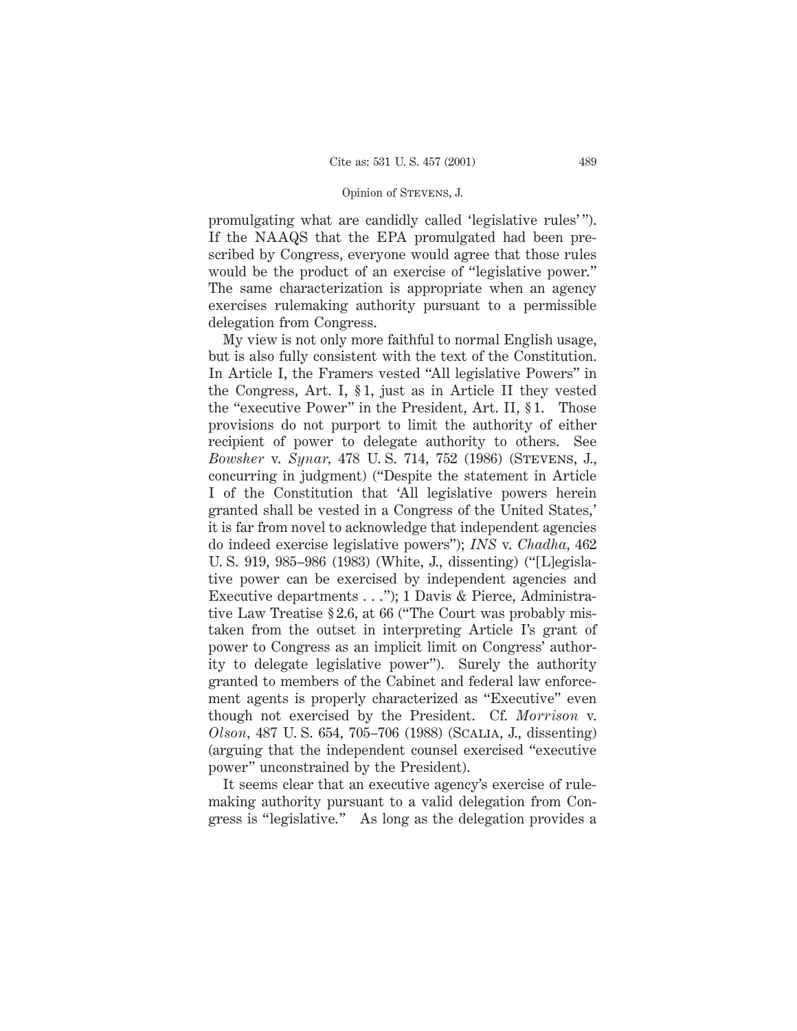promulgating what are candidly called 'legislative rules' "). If the NAAQS that the EPA promulgated had been prescribed by Congress, everyone would agree that those rules would be the product of an exercise of "legislative power." The same characterization is appropriate when an agency exercises rulemaking authority pursuant to a permissible delegation from Congress.

My view is not only more faithful to normal English usage, but is also fully consistent with the text of the Constitution. In Article I, the Framers vested "All legislative Powers" in the Congress, Art. I, § 1, just as in Article II they vested the "executive Power" in the President, Art. II, § 1. Those provisions do not purport to limit the authority of either recipient of power to delegate authority to others. See *Bowsher* v. *Synar*, 478 U. S. 714, 752 (1986) (Stevens, J., concurring in judgment) ("Despite the statement in Article I of the Constitution that 'All legislative powers herein granted shall be vested in a Congress of the United States,' it is far from novel to acknowledge that independent agencies do indeed exercise legislative powers"); *INS* v. *Chadha*, 462 U. S. 919, 985–986 (1983) (White, J., dissenting) ("[L]egislative power can be exercised by independent agencies and Executive departments . . ."); 1 Davis & Pierce, Administrative Law Treatise § 2.6, at 66 ("The Court was probably mistaken from the outset in interpreting Article I's grant of power to Congress as an implicit limit on Congress' authority to delegate legislative power"). Surely the authority granted to members of the Cabinet and federal law enforcement agents is properly characterized as "Executive" even though not exercised by the President. Cf. *Morrison* v. *Olson*, 487 U. S. 654, 705–706 (1988) (Scalia, J., dissenting) (arguing that the independent counsel exercised "executive power" unconstrained by the President).

It seems clear that an executive agency's exercise of rulemaking authority pursuant to a valid delegation from Congress is "legislative." As long as the delegation provides a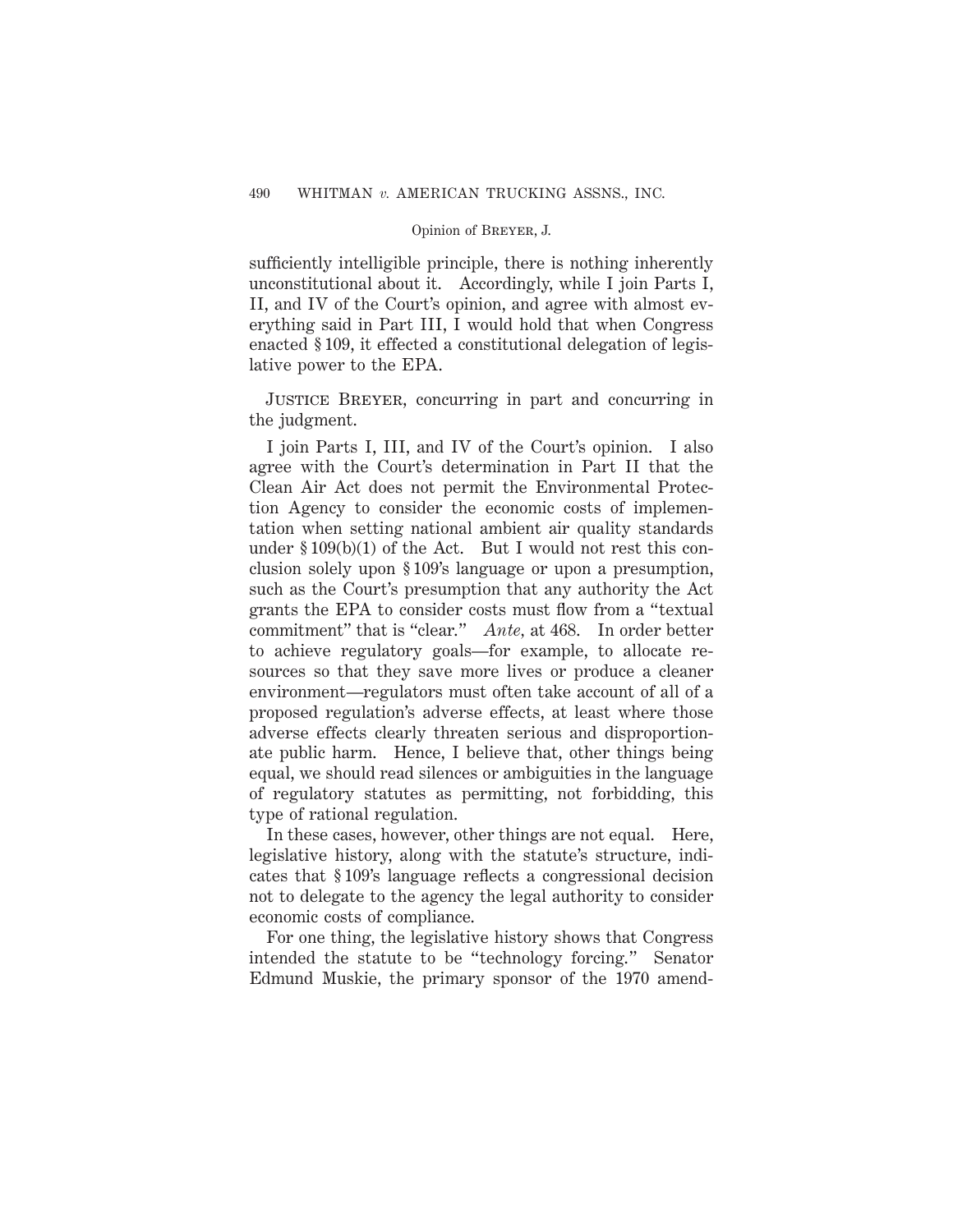sufficiently intelligible principle, there is nothing inherently unconstitutional about it. Accordingly, while I join Parts I, II, and IV of the Court's opinion, and agree with almost everything said in Part III, I would hold that when Congress enacted § 109, it effected a constitutional delegation of legislative power to the EPA.

Justice Breyer, concurring in part and concurring in the judgment.

I join Parts I, III, and IV of the Court's opinion. I also agree with the Court's determination in Part II that the Clean Air Act does not permit the Environmental Protection Agency to consider the economic costs of implementation when setting national ambient air quality standards under § 109(b)(1) of the Act. But I would not rest this conclusion solely upon § 109's language or upon a presumption, such as the Court's presumption that any authority the Act grants the EPA to consider costs must flow from a "textual commitment" that is "clear." *Ante*, at 468. In order better to achieve regulatory goals—for example, to allocate resources so that they save more lives or produce a cleaner environment—regulators must often take account of all of a proposed regulation's adverse effects, at least where those adverse effects clearly threaten serious and disproportionate public harm. Hence, I believe that, other things being equal, we should read silences or ambiguities in the language of regulatory statutes as permitting, not forbidding, this type of rational regulation.

In these cases, however, other things are not equal. Here, legislative history, along with the statute's structure, indicates that § 109's language reflects a congressional decision not to delegate to the agency the legal authority to consider economic costs of compliance.

For one thing, the legislative history shows that Congress intended the statute to be "technology forcing." Senator Edmund Muskie, the primary sponsor of the 1970 amend-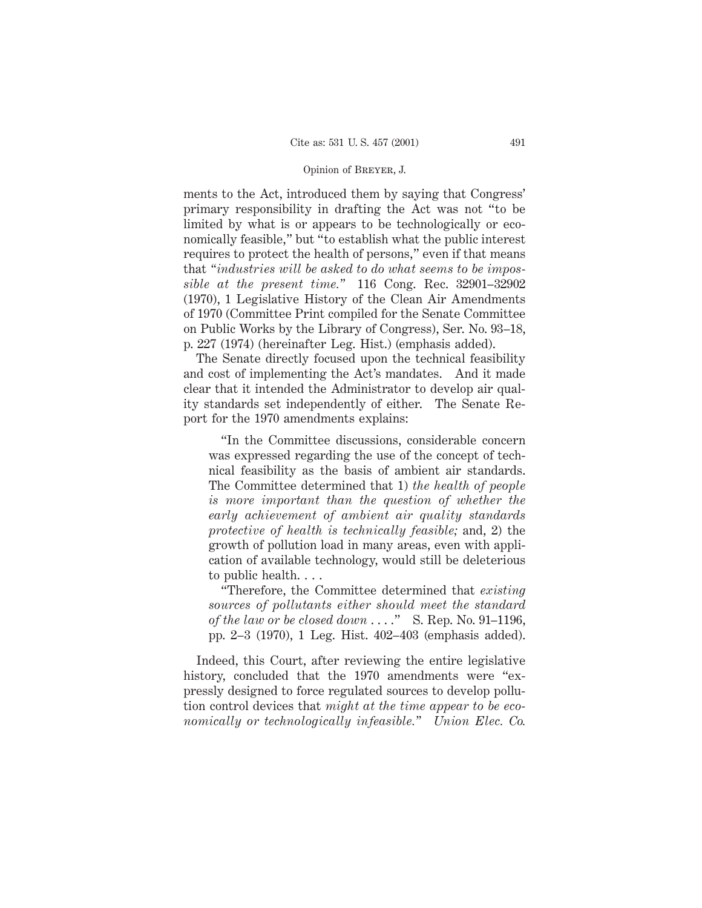ments to the Act, introduced them by saying that Congress' primary responsibility in drafting the Act was not "to be limited by what is or appears to be technologically or economically feasible," but "to establish what the public interest requires to protect the health of persons," even if that means that "*industries will be asked to do what seems to be impossible at the present time.*" 116 Cong. Rec. 32901–32902 (1970), 1 Legislative History of the Clean Air Amendments of 1970 (Committee Print compiled for the Senate Committee on Public Works by the Library of Congress), Ser. No. 93–18, p. 227 (1974) (hereinafter Leg. Hist.) (emphasis added).

The Senate directly focused upon the technical feasibility and cost of implementing the Act's mandates. And it made clear that it intended the Administrator to develop air quality standards set independently of either. The Senate Report for the 1970 amendments explains:

> "In the Committee discussions, considerable concern was expressed regarding the use of the concept of technical feasibility as the basis of ambient air standards. The Committee determined that 1) *the health of people is more important than the question of whether the early achievement of ambient air quality standards protective of health is technically feasible;* and, 2) the growth of pollution load in many areas, even with application of available technology, would still be deleterious to public health. . . .
>
> "Therefore, the Committee determined that *existing sources of pollutants either should meet the standard of the law or be closed down* . . . ." S. Rep. No. 91–1196, pp. 2–3 (1970), 1 Leg. Hist. 402–403 (emphasis added).

Indeed, this Court, after reviewing the entire legislative history, concluded that the 1970 amendments were "expressly designed to force regulated sources to develop pollution control devices that *might at the time appear to be economically or technologically infeasible.*" *Union Elec. Co.*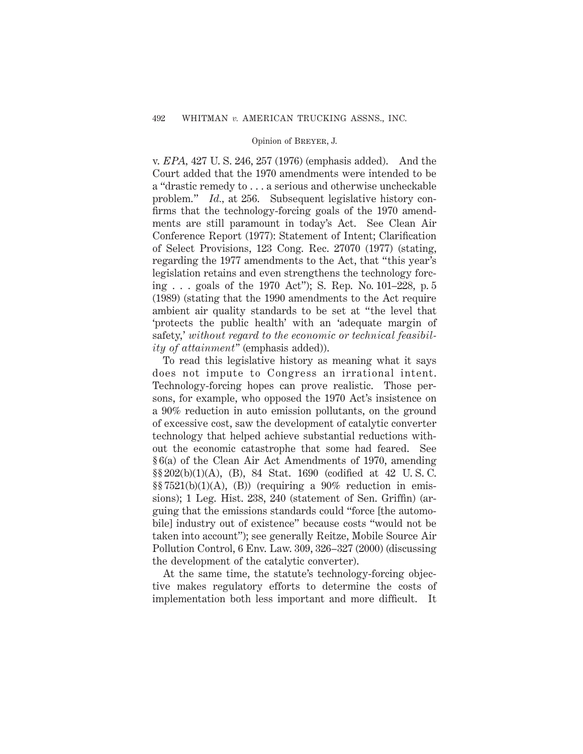v. *EPA*, 427 U. S. 246, 257 (1976) (emphasis added). And the Court added that the 1970 amendments were intended to be a "drastic remedy to . . . a serious and otherwise uncheckable problem." *Id.*, at 256. Subsequent legislative history confirms that the technology-forcing goals of the 1970 amendments are still paramount in today's Act. See Clean Air Conference Report (1977): Statement of Intent; Clarification of Select Provisions, 123 Cong. Rec. 27070 (1977) (stating, regarding the 1977 amendments to the Act, that "this year's legislation retains and even strengthens the technology forcing . . . goals of the 1970 Act"); S. Rep. No. 101–228, p. 5 (1989) (stating that the 1990 amendments to the Act require ambient air quality standards to be set at "the level that 'protects the public health' with an 'adequate margin of safety,' *without regard to the economic or technical feasibility of attainment*" (emphasis added)).

To read this legislative history as meaning what it says does not impute to Congress an irrational intent. Technology-forcing hopes can prove realistic. Those persons, for example, who opposed the 1970 Act's insistence on a 90% reduction in auto emission pollutants, on the ground of excessive cost, saw the development of catalytic converter technology that helped achieve substantial reductions without the economic catastrophe that some had feared. See § 6(a) of the Clean Air Act Amendments of 1970, amending §§ 202(b)(1)(A), (B), 84 Stat. 1690 (codified at 42 U. S. C. §§ 7521(b)(1)(A), (B)) (requiring a 90% reduction in emissions); 1 Leg. Hist. 238, 240 (statement of Sen. Griffin) (arguing that the emissions standards could "force [the automobile] industry out of existence" because costs "would not be taken into account"); see generally Reitze, Mobile Source Air Pollution Control, 6 Env. Law. 309, 326–327 (2000) (discussing the development of the catalytic converter).

At the same time, the statute's technology-forcing objective makes regulatory efforts to determine the costs of implementation both less important and more difficult. It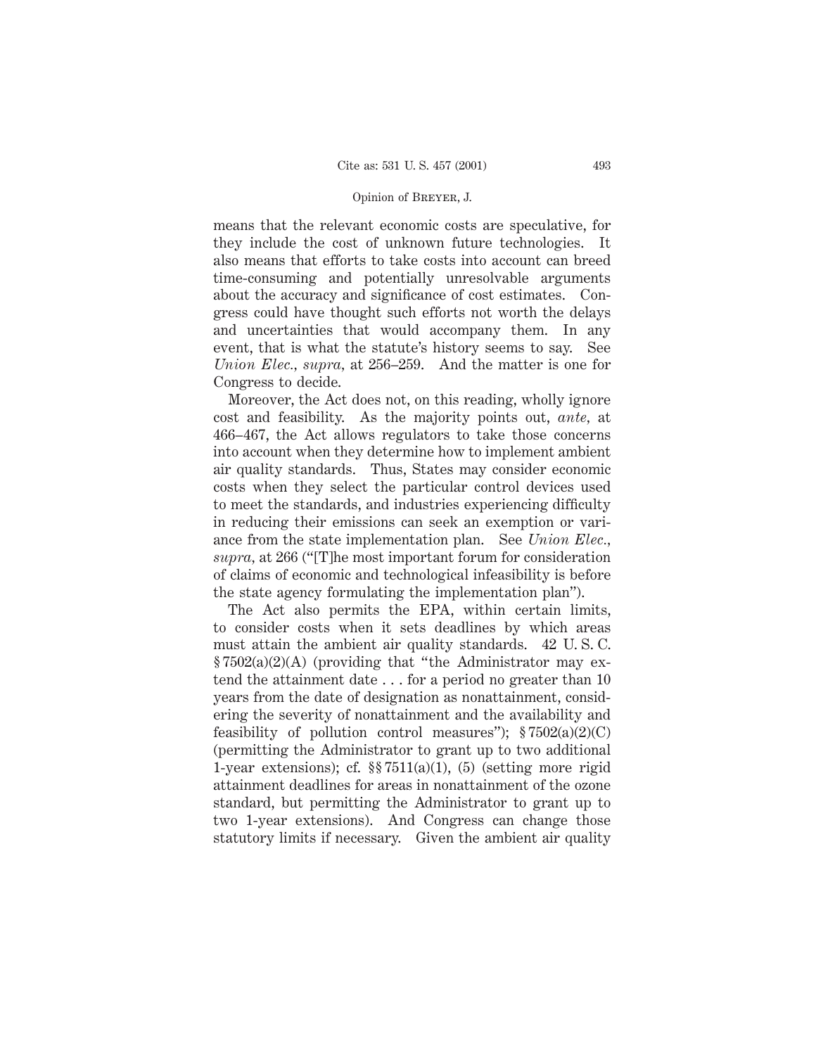means that the relevant economic costs are speculative, for they include the cost of unknown future technologies. It also means that efforts to take costs into account can breed time-consuming and potentially unresolvable arguments about the accuracy and significance of cost estimates. Congress could have thought such efforts not worth the delays and uncertainties that would accompany them. In any event, that is what the statute's history seems to say. See *Union Elec., supra*, at 256–259. And the matter is one for Congress to decide.

Moreover, the Act does not, on this reading, wholly ignore cost and feasibility. As the majority points out, *ante*, at 466–467, the Act allows regulators to take those concerns into account when they determine how to implement ambient air quality standards. Thus, States may consider economic costs when they select the particular control devices used to meet the standards, and industries experiencing difficulty in reducing their emissions can seek an exemption or variance from the state implementation plan. See *Union Elec., supra*, at 266 ("[T]he most important forum for consideration of claims of economic and technological infeasibility is before the state agency formulating the implementation plan").

The Act also permits the EPA, within certain limits, to consider costs when it sets deadlines by which areas must attain the ambient air quality standards. 42 U. S. C. § 7502(a)(2)(A) (providing that "the Administrator may extend the attainment date . . . for a period no greater than 10 years from the date of designation as nonattainment, considering the severity of nonattainment and the availability and feasibility of pollution control measures"); § 7502(a)(2)(C) (permitting the Administrator to grant up to two additional 1-year extensions); cf. §§ 7511(a)(1), (5) (setting more rigid attainment deadlines for areas in nonattainment of the ozone standard, but permitting the Administrator to grant up to two 1-year extensions). And Congress can change those statutory limits if necessary. Given the ambient air quality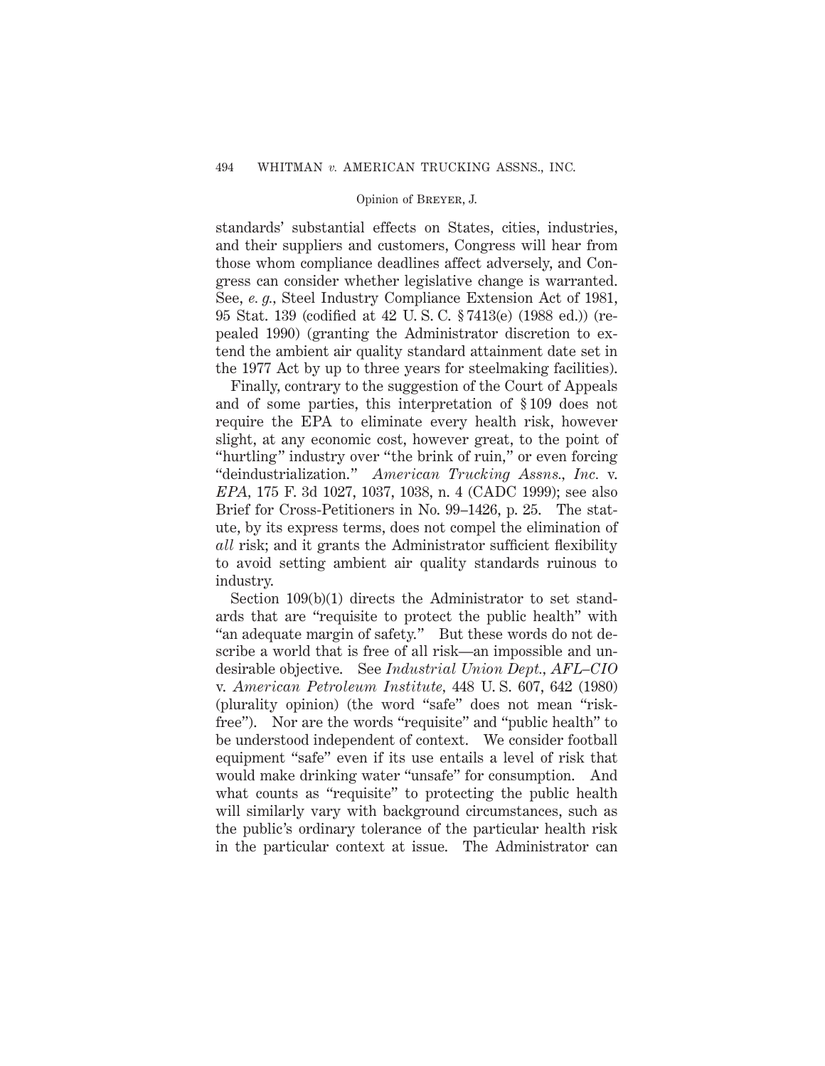standards' substantial effects on States, cities, industries, and their suppliers and customers, Congress will hear from those whom compliance deadlines affect adversely, and Congress can consider whether legislative change is warranted. See, *e. g.,* Steel Industry Compliance Extension Act of 1981, 95 Stat. 139 (codified at 42 U. S. C. § 7413(e) (1988 ed.)) (repealed 1990) (granting the Administrator discretion to extend the ambient air quality standard attainment date set in the 1977 Act by up to three years for steelmaking facilities).

Finally, contrary to the suggestion of the Court of Appeals and of some parties, this interpretation of § 109 does not require the EPA to eliminate every health risk, however slight, at any economic cost, however great, to the point of "hurtling" industry over "the brink of ruin," or even forcing "deindustrialization." *American Trucking Assns., Inc.* v. *EPA,* 175 F. 3d 1027, 1037, 1038, n. 4 (CADC 1999); see also Brief for Cross-Petitioners in No. 99–1426, p. 25. The statute, by its express terms, does not compel the elimination of *all* risk; and it grants the Administrator sufficient flexibility to avoid setting ambient air quality standards ruinous to industry.

Section 109(b)(1) directs the Administrator to set standards that are "requisite to protect the public health" with "an adequate margin of safety." But these words do not describe a world that is free of all risk—an impossible and undesirable objective. See *Industrial Union Dept., AFL–CIO* v. *American Petroleum Institute,* 448 U. S. 607, 642 (1980) (plurality opinion) (the word "safe" does not mean "risk-free"). Nor are the words "requisite" and "public health" to be understood independent of context. We consider football equipment "safe" even if its use entails a level of risk that would make drinking water "unsafe" for consumption. And what counts as "requisite" to protecting the public health will similarly vary with background circumstances, such as the public's ordinary tolerance of the particular health risk in the particular context at issue. The Administrator can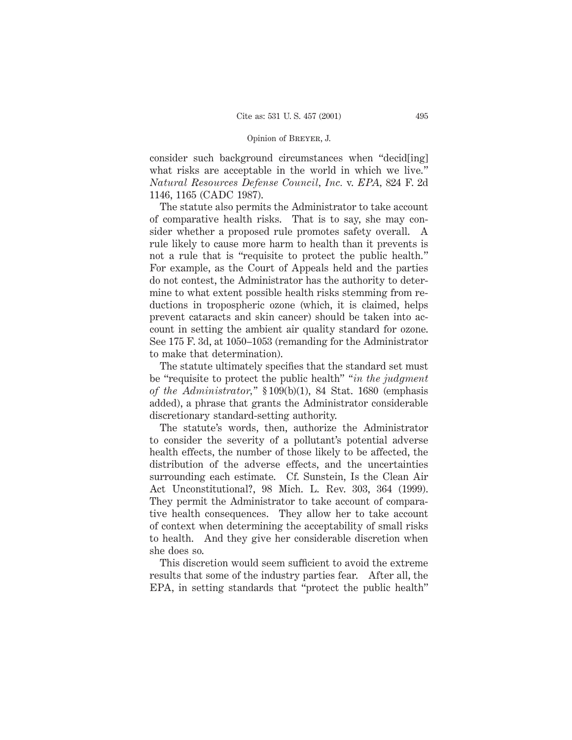consider such background circumstances when "decid[ing] what risks are acceptable in the world in which we live." *Natural Resources Defense Council, Inc.* v. *EPA*, 824 F. 2d 1146, 1165 (CADC 1987).

The statute also permits the Administrator to take account of comparative health risks. That is to say, she may consider whether a proposed rule promotes safety overall. A rule likely to cause more harm to health than it prevents is not a rule that is "requisite to protect the public health." For example, as the Court of Appeals held and the parties do not contest, the Administrator has the authority to determine to what extent possible health risks stemming from reductions in tropospheric ozone (which, it is claimed, helps prevent cataracts and skin cancer) should be taken into account in setting the ambient air quality standard for ozone. See 175 F. 3d, at 1050–1053 (remanding for the Administrator to make that determination).

The statute ultimately specifies that the standard set must be "requisite to protect the public health" "*in the judgment of the Administrator*," § 109(b)(1), 84 Stat. 1680 (emphasis added), a phrase that grants the Administrator considerable discretionary standard-setting authority.

The statute's words, then, authorize the Administrator to consider the severity of a pollutant's potential adverse health effects, the number of those likely to be affected, the distribution of the adverse effects, and the uncertainties surrounding each estimate. Cf. Sunstein, Is the Clean Air Act Unconstitutional?, 98 Mich. L. Rev. 303, 364 (1999). They permit the Administrator to take account of comparative health consequences. They allow her to take account of context when determining the acceptability of small risks to health. And they give her considerable discretion when she does so.

This discretion would seem sufficient to avoid the extreme results that some of the industry parties fear. After all, the EPA, in setting standards that "protect the public health"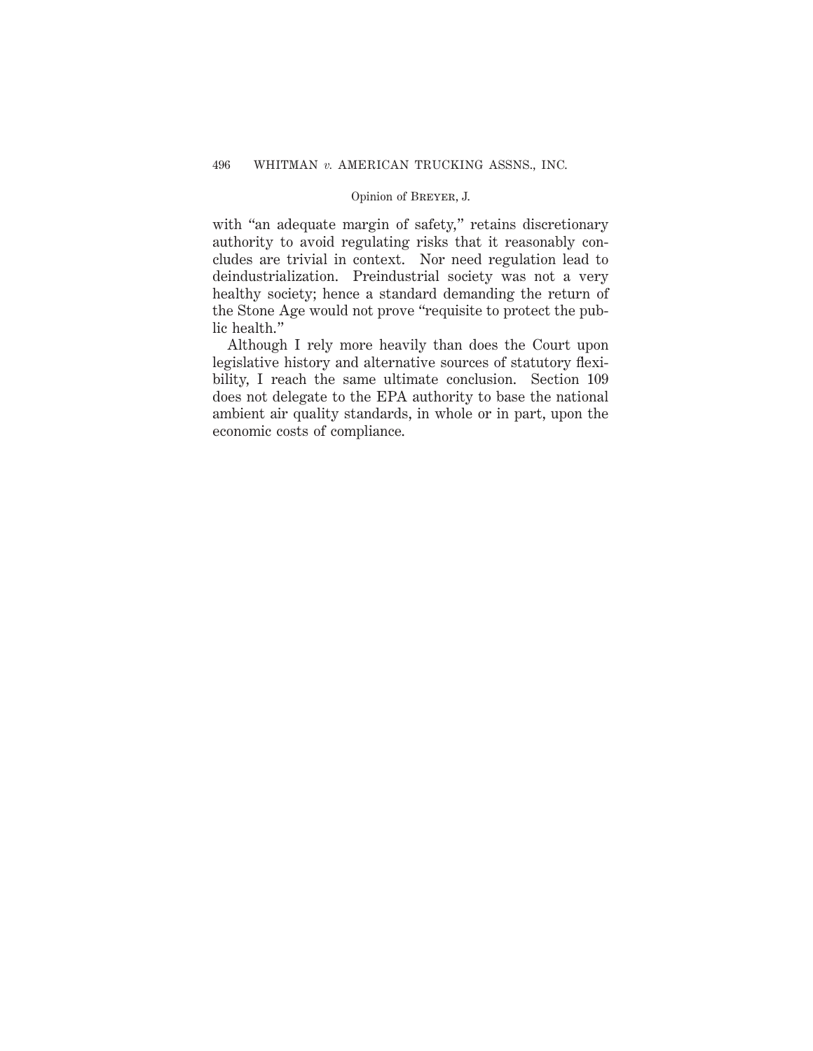with "an adequate margin of safety," retains discretionary authority to avoid regulating risks that it reasonably concludes are trivial in context. Nor need regulation lead to deindustrialization. Preindustrial society was not a very healthy society; hence a standard demanding the return of the Stone Age would not prove "requisite to protect the public health."

Although I rely more heavily than does the Court upon legislative history and alternative sources of statutory flexibility, I reach the same ultimate conclusion. Section 109 does not delegate to the EPA authority to base the national ambient air quality standards, in whole or in part, upon the economic costs of compliance.